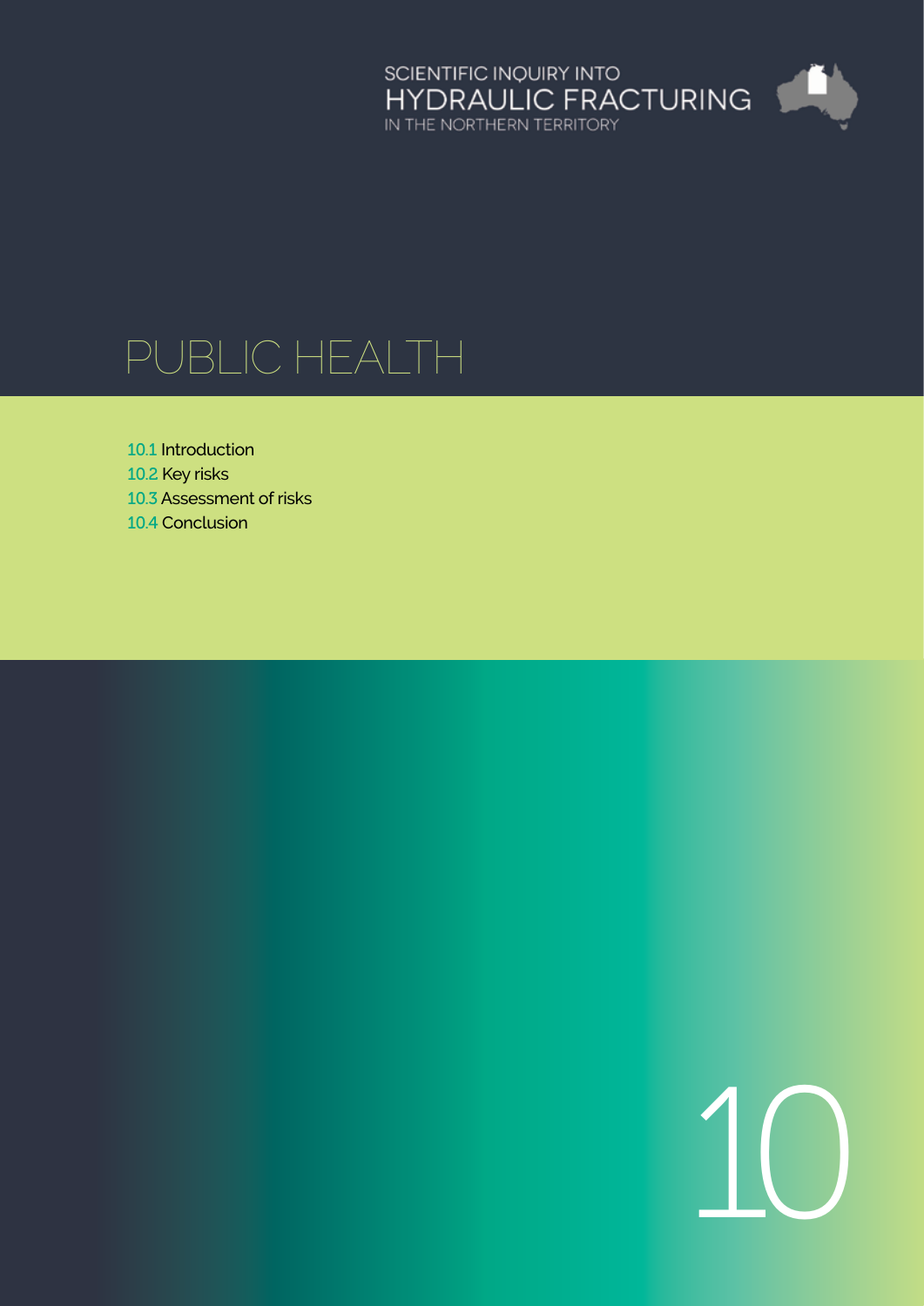SCIENTIFIC INQUIRY INTO
HYDRAULIC FRACTURING
IN THE NORTHERN TERRITORY

# PUBLIC HEALTH

10.1 Introduction
10.2 Key risks
10.3 Assessment of risks
10.4 Conclusion

10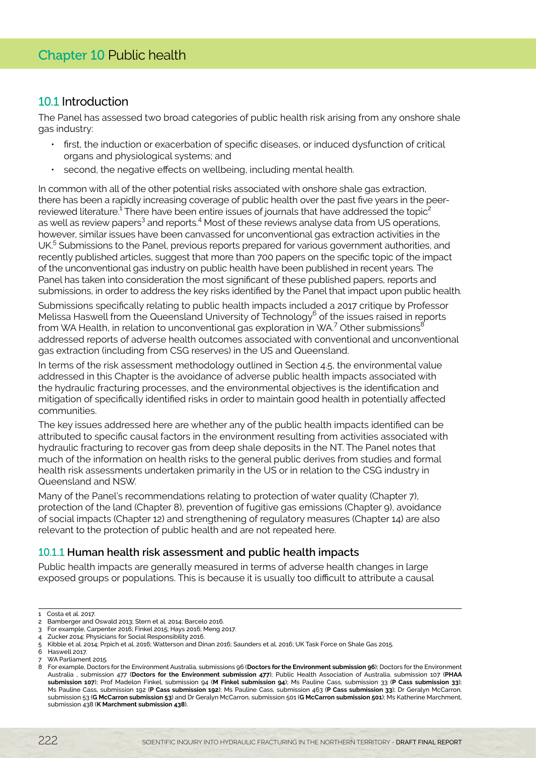# Chapter 10 Public health

## 10.1 Introduction

The Panel has assessed two broad categories of public health risk arising from any onshore shale gas industry:

- first, the induction or exacerbation of specific diseases, or induced dysfunction of critical organs and physiological systems; and
- second, the negative effects on wellbeing, including mental health.

In common with all of the other potential risks associated with onshore shale gas extraction, there has been a rapidly increasing coverage of public health over the past five years in the peer-reviewed literature.[1] There have been entire issues of journals that have addressed the topic[2] as well as review papers[3] and reports.[4] Most of these reviews analyse data from US operations, however, similar issues have been canvassed for unconventional gas extraction activities in the UK.[5] Submissions to the Panel, previous reports prepared for various government authorities, and recently published articles, suggest that more than 700 papers on the specific topic of the impact of the unconventional gas industry on public health have been published in recent years. The Panel has taken into consideration the most significant of these published papers, reports and submissions, in order to address the key risks identified by the Panel that impact upon public health.

Submissions specifically relating to public health impacts included a 2017 critique by Professor Melissa Haswell from the Queensland University of Technology[6] of the issues raised in reports from WA Health, in relation to unconventional gas exploration in WA.[7] Other submissions[8] addressed reports of adverse health outcomes associated with conventional and unconventional gas extraction (including from CSG reserves) in the US and Queensland.

In terms of the risk assessment methodology outlined in Section 4.5, the environmental value addressed in this Chapter is the avoidance of adverse public health impacts associated with the hydraulic fracturing processes, and the environmental objectives is the identification and mitigation of specifically identified risks in order to maintain good health in potentially affected communities.

The key issues addressed here are whether any of the public health impacts identified can be attributed to specific causal factors in the environment resulting from activities associated with hydraulic fracturing to recover gas from deep shale deposits in the NT. The Panel notes that much of the information on health risks to the general public derives from studies and formal health risk assessments undertaken primarily in the US or in relation to the CSG industry in Queensland and NSW.

Many of the Panel's recommendations relating to protection of water quality (Chapter 7), protection of the land (Chapter 8), prevention of fugitive gas emissions (Chapter 9), avoidance of social impacts (Chapter 12) and strengthening of regulatory measures (Chapter 14) are also relevant to the protection of public health and are not repeated here.

### 10.1.1 Human health risk assessment and public health impacts

Public health impacts are generally measured in terms of adverse health changes in large exposed groups or populations. This is because it is usually too difficult to attribute a causal

---

1 Costa et al. 2017.

2 Bamberger and Oswald 2013; Stern et al. 2014; Barcelo 2016.

3 For example, Carpenter 2016; Finkel 2015; Hays 2016; Meng 2017.

4 Zucker 2014; Physicians for Social Responsibility 2016.

5 Kibble et al. 2014; Prpich et al. 2016; Watterson and Dinan 2016; Saunders et al. 2016; UK Task Force on Shale Gas 2015.

6 Haswell 2017.

7 WA Parliament 2015.

8 For example, Doctors for the Environment Australia, submissions 96 (**Doctors for the Environment submission 96**); Doctors for the Environment Australia , submission 477 (**Doctors for the Environment submission 477**); Public Health Association of Australia, submission 107 (**PHAA submission 107**); Prof Madelon Finkel, submission 94 (**M Finkel submission 94**); Ms Pauline Cass, submission 33 (**P Cass submission 33**); Ms Pauline Cass, submission 192 (**P Cass submission 192**); Ms Pauline Cass, submission 463 (**P Cass submission 33**); Dr Geralyn McCarron, submission 53 (**G McCarron submission 53**) and Dr Geralyn McCarron, submission 501 (**G McCarron submission 501**); Ms Katherine Marchment, submission 438 (**K Marchment submission 438**).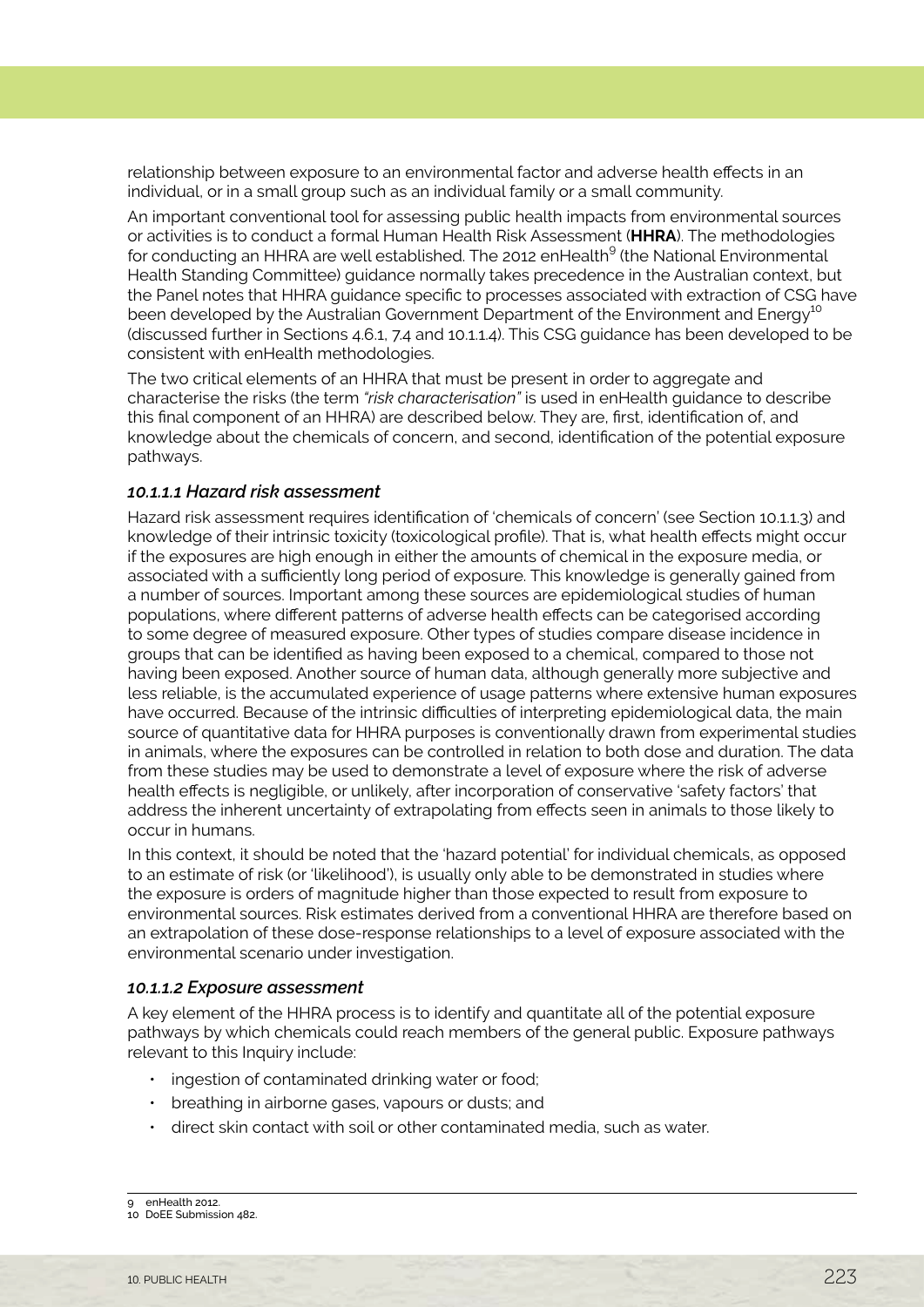relationship between exposure to an environmental factor and adverse health effects in an individual, or in a small group such as an individual family or a small community.

An important conventional tool for assessing public health impacts from environmental sources or activities is to conduct a formal Human Health Risk Assessment (**HHRA**). The methodologies for conducting an HHRA are well established. The 2012 enHealth[9] (the National Environmental Health Standing Committee) guidance normally takes precedence in the Australian context, but the Panel notes that HHRA guidance specific to processes associated with extraction of CSG have been developed by the Australian Government Department of the Environment and Energy[10] (discussed further in Sections 4.6.1, 7.4 and 10.1.1.4). This CSG guidance has been developed to be consistent with enHealth methodologies.

The two critical elements of an HHRA that must be present in order to aggregate and characterise the risks (the term *"risk characterisation"* is used in enHealth guidance to describe this final component of an HHRA) are described below. They are, first, identification of, and knowledge about the chemicals of concern, and second, identification of the potential exposure pathways.

#### *10.1.1.1 Hazard risk assessment*

Hazard risk assessment requires identification of 'chemicals of concern' (see Section 10.1.1.3) and knowledge of their intrinsic toxicity (toxicological profile). That is, what health effects might occur if the exposures are high enough in either the amounts of chemical in the exposure media, or associated with a sufficiently long period of exposure. This knowledge is generally gained from a number of sources. Important among these sources are epidemiological studies of human populations, where different patterns of adverse health effects can be categorised according to some degree of measured exposure. Other types of studies compare disease incidence in groups that can be identified as having been exposed to a chemical, compared to those not having been exposed. Another source of human data, although generally more subjective and less reliable, is the accumulated experience of usage patterns where extensive human exposures have occurred. Because of the intrinsic difficulties of interpreting epidemiological data, the main source of quantitative data for HHRA purposes is conventionally drawn from experimental studies in animals, where the exposures can be controlled in relation to both dose and duration. The data from these studies may be used to demonstrate a level of exposure where the risk of adverse health effects is negligible, or unlikely, after incorporation of conservative 'safety factors' that address the inherent uncertainty of extrapolating from effects seen in animals to those likely to occur in humans.

In this context, it should be noted that the 'hazard potential' for individual chemicals, as opposed to an estimate of risk (or 'likelihood'), is usually only able to be demonstrated in studies where the exposure is orders of magnitude higher than those expected to result from exposure to environmental sources. Risk estimates derived from a conventional HHRA are therefore based on an extrapolation of these dose-response relationships to a level of exposure associated with the environmental scenario under investigation.

#### *10.1.1.2 Exposure assessment*

A key element of the HHRA process is to identify and quantitate all of the potential exposure pathways by which chemicals could reach members of the general public. Exposure pathways relevant to this Inquiry include:

- ingestion of contaminated drinking water or food;
- breathing in airborne gases, vapours or dusts; and
- direct skin contact with soil or other contaminated media, such as water.

---

9 enHealth 2012.
10 DoEE Submission 482.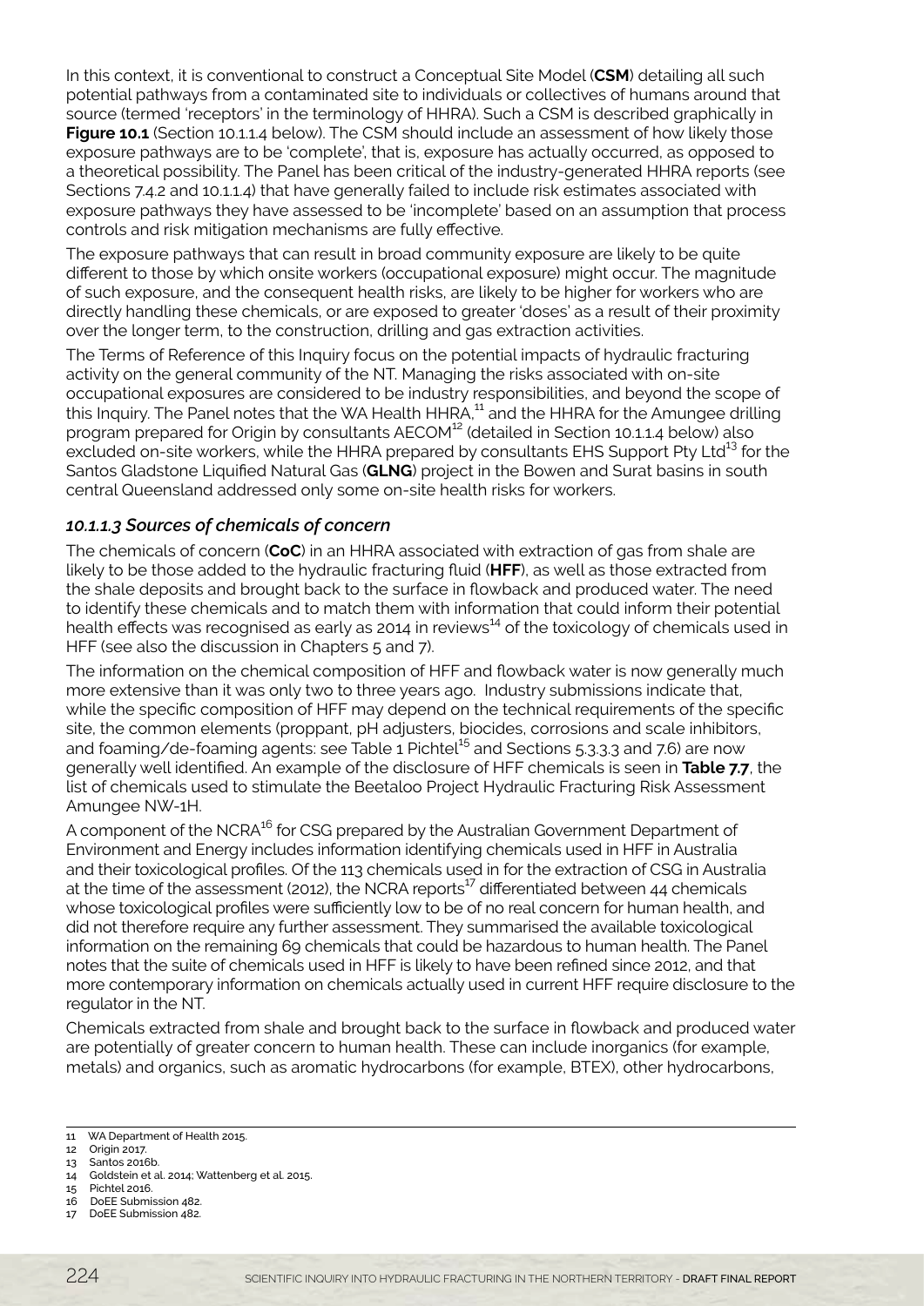In this context, it is conventional to construct a Conceptual Site Model (**CSM**) detailing all such potential pathways from a contaminated site to individuals or collectives of humans around that source (termed 'receptors' in the terminology of HHRA). Such a CSM is described graphically in **Figure 10.1** (Section 10.1.1.4 below). The CSM should include an assessment of how likely those exposure pathways are to be 'complete', that is, exposure has actually occurred, as opposed to a theoretical possibility. The Panel has been critical of the industry-generated HHRA reports (see Sections 7.4.2 and 10.1.1.4) that have generally failed to include risk estimates associated with exposure pathways they have assessed to be 'incomplete' based on an assumption that process controls and risk mitigation mechanisms are fully effective.

The exposure pathways that can result in broad community exposure are likely to be quite different to those by which onsite workers (occupational exposure) might occur. The magnitude of such exposure, and the consequent health risks, are likely to be higher for workers who are directly handling these chemicals, or are exposed to greater 'doses' as a result of their proximity over the longer term, to the construction, drilling and gas extraction activities.

The Terms of Reference of this Inquiry focus on the potential impacts of hydraulic fracturing activity on the general community of the NT. Managing the risks associated with on-site occupational exposures are considered to be industry responsibilities, and beyond the scope of this Inquiry. The Panel notes that the WA Health HHRA,[11] and the HHRA for the Amungee drilling program prepared for Origin by consultants AECOM[12] (detailed in Section 10.1.1.4 below) also excluded on-site workers, while the HHRA prepared by consultants EHS Support Pty Ltd[13] for the Santos Gladstone Liquified Natural Gas (**GLNG**) project in the Bowen and Surat basins in south central Queensland addressed only some on-site health risks for workers.

### *10.1.1.3 Sources of chemicals of concern*

The chemicals of concern (**CoC**) in an HHRA associated with extraction of gas from shale are likely to be those added to the hydraulic fracturing fluid (**HFF**), as well as those extracted from the shale deposits and brought back to the surface in flowback and produced water. The need to identify these chemicals and to match them with information that could inform their potential health effects was recognised as early as 2014 in reviews[14] of the toxicology of chemicals used in HFF (see also the discussion in Chapters 5 and 7).

The information on the chemical composition of HFF and flowback water is now generally much more extensive than it was only two to three years ago. Industry submissions indicate that, while the specific composition of HFF may depend on the technical requirements of the specific site, the common elements (proppant, pH adjusters, biocides, corrosions and scale inhibitors, and foaming/de-foaming agents: see Table 1 Pichtel[15] and Sections 5.3.3.3 and 7.6) are now generally well identified. An example of the disclosure of HFF chemicals is seen in **Table 7.7**, the list of chemicals used to stimulate the Beetaloo Project Hydraulic Fracturing Risk Assessment Amungee NW-1H.

A component of the NCRA[16] for CSG prepared by the Australian Government Department of Environment and Energy includes information identifying chemicals used in HFF in Australia and their toxicological profiles. Of the 113 chemicals used in for the extraction of CSG in Australia at the time of the assessment (2012), the NCRA reports[17] differentiated between 44 chemicals whose toxicological profiles were sufficiently low to be of no real concern for human health, and did not therefore require any further assessment. They summarised the available toxicological information on the remaining 69 chemicals that could be hazardous to human health. The Panel notes that the suite of chemicals used in HFF is likely to have been refined since 2012, and that more contemporary information on chemicals actually used in current HFF require disclosure to the regulator in the NT.

Chemicals extracted from shale and brought back to the surface in flowback and produced water are potentially of greater concern to human health. These can include inorganics (for example, metals) and organics, such as aromatic hydrocarbons (for example, BTEX), other hydrocarbons,

---

11 WA Department of Health 2015.
12 Origin 2017.
13 Santos 2016b.
14 Goldstein et al. 2014; Wattenberg et al. 2015.
15 Pichtel 2016.
16 DoEE Submission 482.
17 DoEE Submission 482.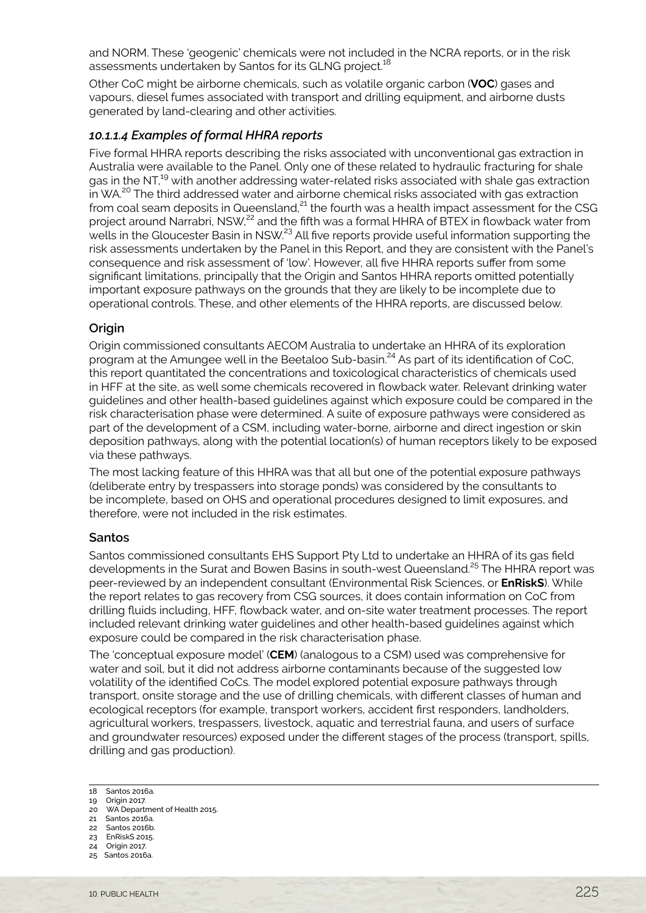and NORM. These 'geogenic' chemicals were not included in the NCRA reports, or in the risk assessments undertaken by Santos for its GLNG project.[18]

Other CoC might be airborne chemicals, such as volatile organic carbon (**VOC**) gases and vapours, diesel fumes associated with transport and drilling equipment, and airborne dusts generated by land-clearing and other activities.

#### *10.1.1.4 Examples of formal HHRA reports*

Five formal HHRA reports describing the risks associated with unconventional gas extraction in Australia were available to the Panel. Only one of these related to hydraulic fracturing for shale gas in the NT,[19] with another addressing water-related risks associated with shale gas extraction in WA.[20] The third addressed water and airborne chemical risks associated with gas extraction from coal seam deposits in Queensland,[21] the fourth was a health impact assessment for the CSG project around Narrabri, NSW,[22] and the fifth was a formal HHRA of BTEX in flowback water from wells in the Gloucester Basin in NSW.[23] All five reports provide useful information supporting the risk assessments undertaken by the Panel in this Report, and they are consistent with the Panel's consequence and risk assessment of 'low'. However, all five HHRA reports suffer from some significant limitations, principally that the Origin and Santos HHRA reports omitted potentially important exposure pathways on the grounds that they are likely to be incomplete due to operational controls. These, and other elements of the HHRA reports, are discussed below.

**Origin**

Origin commissioned consultants AECOM Australia to undertake an HHRA of its exploration program at the Amungee well in the Beetaloo Sub-basin.[24] As part of its identification of CoC, this report quantitated the concentrations and toxicological characteristics of chemicals used in HFF at the site, as well some chemicals recovered in flowback water. Relevant drinking water guidelines and other health-based guidelines against which exposure could be compared in the risk characterisation phase were determined. A suite of exposure pathways were considered as part of the development of a CSM, including water-borne, airborne and direct ingestion or skin deposition pathways, along with the potential location(s) of human receptors likely to be exposed via these pathways.

The most lacking feature of this HHRA was that all but one of the potential exposure pathways (deliberate entry by trespassers into storage ponds) was considered by the consultants to be incomplete, based on OHS and operational procedures designed to limit exposures, and therefore, were not included in the risk estimates.

**Santos**

Santos commissioned consultants EHS Support Pty Ltd to undertake an HHRA of its gas field developments in the Surat and Bowen Basins in south-west Queensland.[25] The HHRA report was peer-reviewed by an independent consultant (Environmental Risk Sciences, or **EnRiskS**). While the report relates to gas recovery from CSG sources, it does contain information on CoC from drilling fluids including, HFF, flowback water, and on-site water treatment processes. The report included relevant drinking water guidelines and other health-based guidelines against which exposure could be compared in the risk characterisation phase.

The 'conceptual exposure model' (**CEM**) (analogous to a CSM) used was comprehensive for water and soil, but it did not address airborne contaminants because of the suggested low volatility of the identified CoCs. The model explored potential exposure pathways through transport, onsite storage and the use of drilling chemicals, with different classes of human and ecological receptors (for example, transport workers, accident first responders, landholders, agricultural workers, trespassers, livestock, aquatic and terrestrial fauna, and users of surface and groundwater resources) exposed under the different stages of the process (transport, spills, drilling and gas production).

---

18 Santos 2016a.
19 Origin 2017.
20 WA Department of Health 2015.
21 Santos 2016a.
22 Santos 2016b.
23 EnRiskS 2015.
24 Origin 2017.
25 Santos 2016a.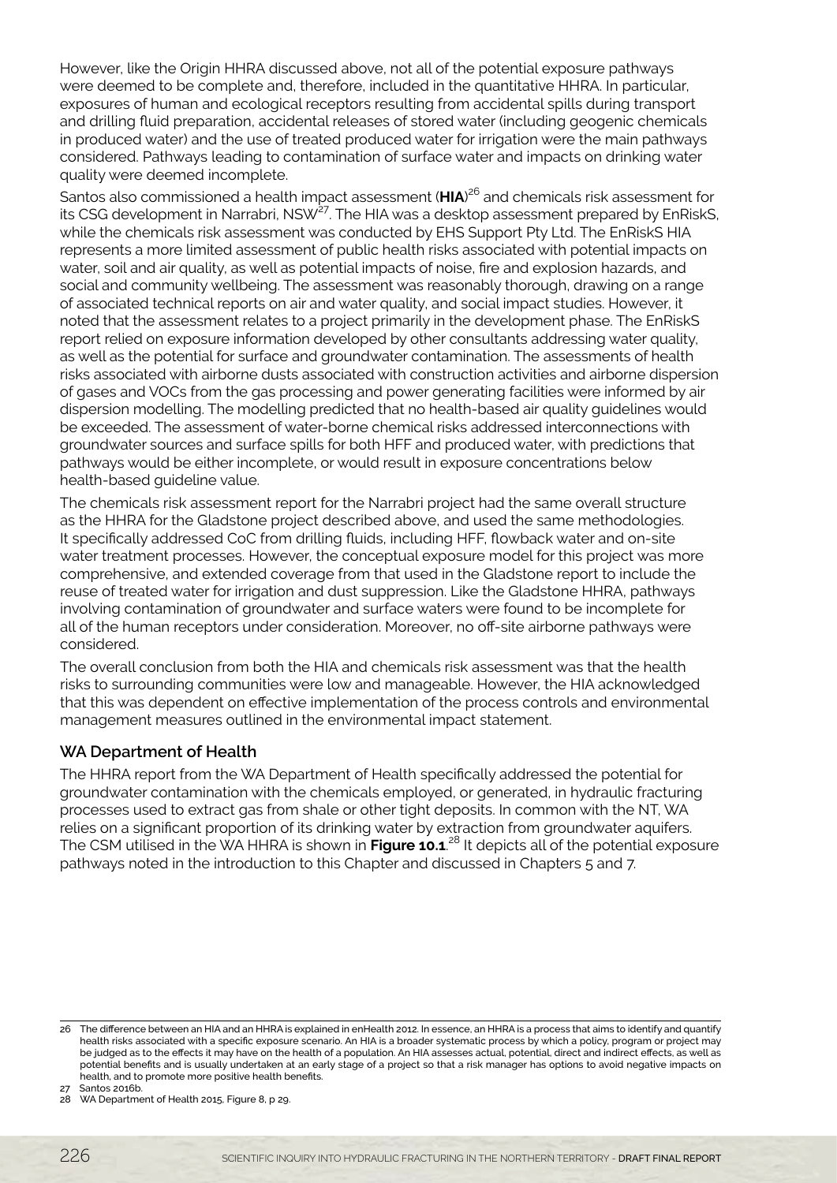However, like the Origin HHRA discussed above, not all of the potential exposure pathways were deemed to be complete and, therefore, included in the quantitative HHRA. In particular, exposures of human and ecological receptors resulting from accidental spills during transport and drilling fluid preparation, accidental releases of stored water (including geogenic chemicals in produced water) and the use of treated produced water for irrigation were the main pathways considered. Pathways leading to contamination of surface water and impacts on drinking water quality were deemed incomplete.

Santos also commissioned a health impact assessment (**HIA**)[26] and chemicals risk assessment for its CSG development in Narrabri, NSW[27]. The HIA was a desktop assessment prepared by EnRiskS, while the chemicals risk assessment was conducted by EHS Support Pty Ltd. The EnRiskS HIA represents a more limited assessment of public health risks associated with potential impacts on water, soil and air quality, as well as potential impacts of noise, fire and explosion hazards, and social and community wellbeing. The assessment was reasonably thorough, drawing on a range of associated technical reports on air and water quality, and social impact studies. However, it noted that the assessment relates to a project primarily in the development phase. The EnRiskS report relied on exposure information developed by other consultants addressing water quality, as well as the potential for surface and groundwater contamination. The assessments of health risks associated with airborne dusts associated with construction activities and airborne dispersion of gases and VOCs from the gas processing and power generating facilities were informed by air dispersion modelling. The modelling predicted that no health-based air quality guidelines would be exceeded. The assessment of water-borne chemical risks addressed interconnections with groundwater sources and surface spills for both HFF and produced water, with predictions that pathways would be either incomplete, or would result in exposure concentrations below health-based guideline value.

The chemicals risk assessment report for the Narrabri project had the same overall structure as the HHRA for the Gladstone project described above, and used the same methodologies. It specifically addressed CoC from drilling fluids, including HFF, flowback water and on-site water treatment processes. However, the conceptual exposure model for this project was more comprehensive, and extended coverage from that used in the Gladstone report to include the reuse of treated water for irrigation and dust suppression. Like the Gladstone HHRA, pathways involving contamination of groundwater and surface waters were found to be incomplete for all of the human receptors under consideration. Moreover, no off-site airborne pathways were considered.

The overall conclusion from both the HIA and chemicals risk assessment was that the health risks to surrounding communities were low and manageable. However, the HIA acknowledged that this was dependent on effective implementation of the process controls and environmental management measures outlined in the environmental impact statement.

### WA Department of Health

The HHRA report from the WA Department of Health specifically addressed the potential for groundwater contamination with the chemicals employed, or generated, in hydraulic fracturing processes used to extract gas from shale or other tight deposits. In common with the NT, WA relies on a significant proportion of its drinking water by extraction from groundwater aquifers. The CSM utilised in the WA HHRA is shown in **Figure 10.1**.[28] It depicts all of the potential exposure pathways noted in the introduction to this Chapter and discussed in Chapters 5 and 7.

---

26 The difference between an HIA and an HHRA is explained in enHealth 2012. In essence, an HHRA is a process that aims to identify and quantify health risks associated with a specific exposure scenario. An HIA is a broader systematic process by which a policy, program or project may be judged as to the effects it may have on the health of a population. An HIA assesses actual, potential, direct and indirect effects, as well as potential benefits and is usually undertaken at an early stage of a project so that a risk manager has options to avoid negative impacts on health, and to promote more positive health benefits.

27 Santos 2016b.

28 WA Department of Health 2015, Figure 8, p 29.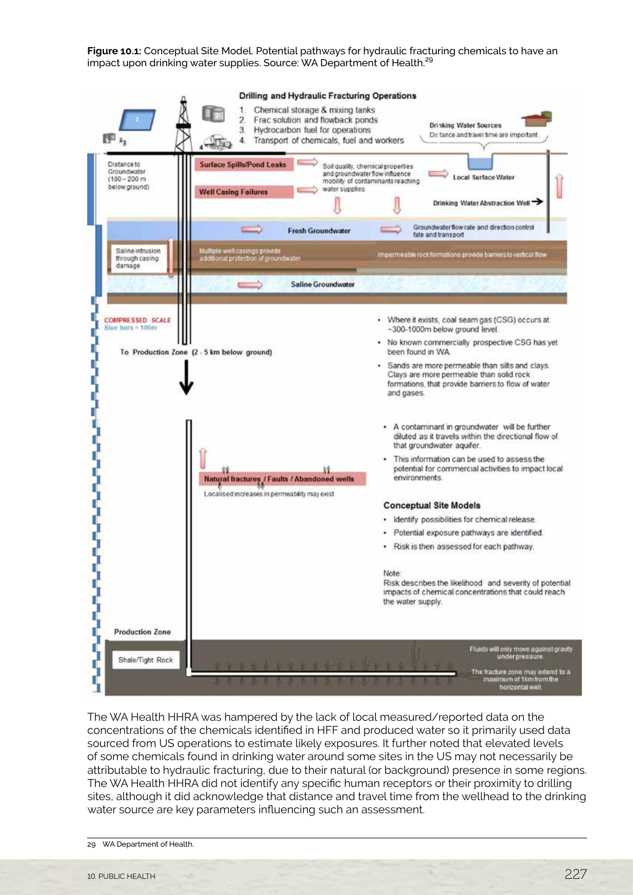**Figure 10.1:** Conceptual Site Model. Potential pathways for hydraulic fracturing chemicals to have an impact upon drinking water supplies. Source: WA Department of Health.[29]

The WA Health HHRA was hampered by the lack of local measured/reported data on the concentrations of the chemicals identified in HFF and produced water so it primarily used data sourced from US operations to estimate likely exposures. It further noted that elevated levels of some chemicals found in drinking water around some sites in the US may not necessarily be attributable to hydraulic fracturing, due to their natural (or background) presence in some regions. The WA Health HHRA did not identify any specific human receptors or their proximity to drilling sites, although it did acknowledge that distance and travel time from the wellhead to the drinking water source are key parameters influencing such an assessment.

29 WA Department of Health.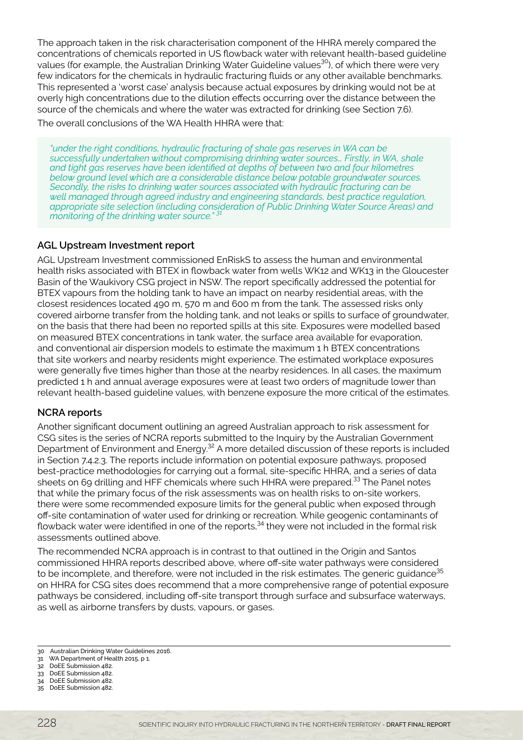The approach taken in the risk characterisation component of the HHRA merely compared the concentrations of chemicals reported in US flowback water with relevant health-based guideline values (for example, the Australian Drinking Water Guideline values[30]), of which there were very few indicators for the chemicals in hydraulic fracturing fluids or any other available benchmarks. This represented a 'worst case' analysis because actual exposures by drinking would not be at overly high concentrations due to the dilution effects occurring over the distance between the source of the chemicals and where the water was extracted for drinking (see Section 7.6).

The overall conclusions of the WA Health HHRA were that:

> *"under the right conditions, hydraulic fracturing of shale gas reserves in WA can be successfully undertaken without compromising drinking water sources… Firstly, in WA, shale and tight gas reserves have been identified at depths of between two and four kilometres below ground level which are a considerable distance below potable groundwater sources. Secondly, the risks to drinking water sources associated with hydraulic fracturing can be well managed through agreed industry and engineering standards, best practice regulation, appropriate site selection (including consideration of Public Drinking Water Source Areas) and monitoring of the drinking water source."*[31]

### AGL Upstream Investment report

AGL Upstream Investment commissioned EnRiskS to assess the human and environmental health risks associated with BTEX in flowback water from wells WK12 and WK13 in the Gloucester Basin of the Waukivory CSG project in NSW. The report specifically addressed the potential for BTEX vapours from the holding tank to have an impact on nearby residential areas, with the closest residences located 490 m, 570 m and 600 m from the tank. The assessed risks only covered airborne transfer from the holding tank, and not leaks or spills to surface of groundwater, on the basis that there had been no reported spills at this site. Exposures were modelled based on measured BTEX concentrations in tank water, the surface area available for evaporation, and conventional air dispersion models to estimate the maximum 1 h BTEX concentrations that site workers and nearby residents might experience. The estimated workplace exposures were generally five times higher than those at the nearby residences. In all cases, the maximum predicted 1 h and annual average exposures were at least two orders of magnitude lower than relevant health-based guideline values, with benzene exposure the more critical of the estimates.

### NCRA reports

Another significant document outlining an agreed Australian approach to risk assessment for CSG sites is the series of NCRA reports submitted to the Inquiry by the Australian Government Department of Environment and Energy.[32] A more detailed discussion of these reports is included in Section 7.4.2.3. The reports include information on potential exposure pathways, proposed best-practice methodologies for carrying out a formal, site-specific HHRA, and a series of data sheets on 69 drilling and HFF chemicals where such HHRA were prepared.[33] The Panel notes that while the primary focus of the risk assessments was on health risks to on-site workers, there were some recommended exposure limits for the general public when exposed through off-site contamination of water used for drinking or recreation. While geogenic contaminants of flowback water were identified in one of the reports,[34] they were not included in the formal risk assessments outlined above.

The recommended NCRA approach is in contrast to that outlined in the Origin and Santos commissioned HHRA reports described above, where off-site water pathways were considered to be incomplete, and therefore, were not included in the risk estimates. The generic guidance[35] on HHRA for CSG sites does recommend that a more comprehensive range of potential exposure pathways be considered, including off-site transport through surface and subsurface waterways, as well as airborne transfers by dusts, vapours, or gases.

---

30 Australian Drinking Water Guidelines 2016.
31 WA Department of Health 2015, p 1.
32 DoEE Submission 482.
33 DoEE Submission 482.
34 DoEE Submission 482.
35 DoEE Submission 482.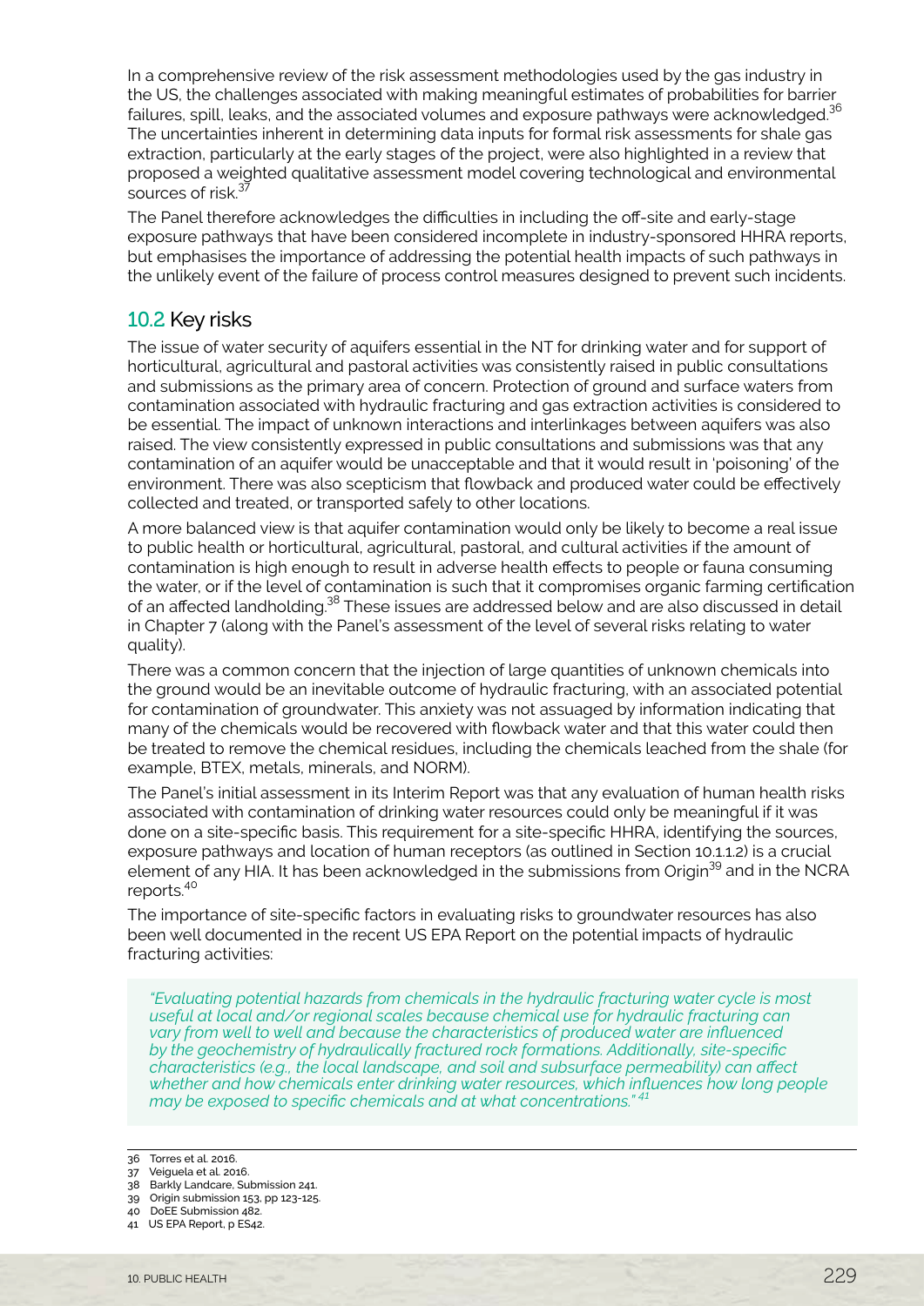In a comprehensive review of the risk assessment methodologies used by the gas industry in the US, the challenges associated with making meaningful estimates of probabilities for barrier failures, spill, leaks, and the associated volumes and exposure pathways were acknowledged.[36] The uncertainties inherent in determining data inputs for formal risk assessments for shale gas extraction, particularly at the early stages of the project, were also highlighted in a review that proposed a weighted qualitative assessment model covering technological and environmental sources of risk.[37]

The Panel therefore acknowledges the difficulties in including the off-site and early-stage exposure pathways that have been considered incomplete in industry-sponsored HHRA reports, but emphasises the importance of addressing the potential health impacts of such pathways in the unlikely event of the failure of process control measures designed to prevent such incidents.

## 10.2 Key risks

The issue of water security of aquifers essential in the NT for drinking water and for support of horticultural, agricultural and pastoral activities was consistently raised in public consultations and submissions as the primary area of concern. Protection of ground and surface waters from contamination associated with hydraulic fracturing and gas extraction activities is considered to be essential. The impact of unknown interactions and interlinkages between aquifers was also raised. The view consistently expressed in public consultations and submissions was that any contamination of an aquifer would be unacceptable and that it would result in 'poisoning' of the environment. There was also scepticism that flowback and produced water could be effectively collected and treated, or transported safely to other locations.

A more balanced view is that aquifer contamination would only be likely to become a real issue to public health or horticultural, agricultural, pastoral, and cultural activities if the amount of contamination is high enough to result in adverse health effects to people or fauna consuming the water, or if the level of contamination is such that it compromises organic farming certification of an affected landholding.[38] These issues are addressed below and are also discussed in detail in Chapter 7 (along with the Panel's assessment of the level of several risks relating to water quality).

There was a common concern that the injection of large quantities of unknown chemicals into the ground would be an inevitable outcome of hydraulic fracturing, with an associated potential for contamination of groundwater. This anxiety was not assuaged by information indicating that many of the chemicals would be recovered with flowback water and that this water could then be treated to remove the chemical residues, including the chemicals leached from the shale (for example, BTEX, metals, minerals, and NORM).

The Panel's initial assessment in its Interim Report was that any evaluation of human health risks associated with contamination of drinking water resources could only be meaningful if it was done on a site-specific basis. This requirement for a site-specific HHRA, identifying the sources, exposure pathways and location of human receptors (as outlined in Section 10.1.1.2) is a crucial element of any HIA. It has been acknowledged in the submissions from Origin[39] and in the NCRA reports.[40]

The importance of site-specific factors in evaluating risks to groundwater resources has also been well documented in the recent US EPA Report on the potential impacts of hydraulic fracturing activities:

> *"Evaluating potential hazards from chemicals in the hydraulic fracturing water cycle is most useful at local and/or regional scales because chemical use for hydraulic fracturing can vary from well to well and because the characteristics of produced water are influenced by the geochemistry of hydraulically fractured rock formations. Additionally, site-specific characteristics (e.g., the local landscape, and soil and subsurface permeability) can affect whether and how chemicals enter drinking water resources, which influences how long people may be exposed to specific chemicals and at what concentrations."*[41]

---

36 Torres et al. 2016.
37 Veiguela et al. 2016.
38 Barkly Landcare, Submission 241.
39 Origin submission 153, pp 123-125.
40 DoEE Submission 482.
41 US EPA Report, p ES42.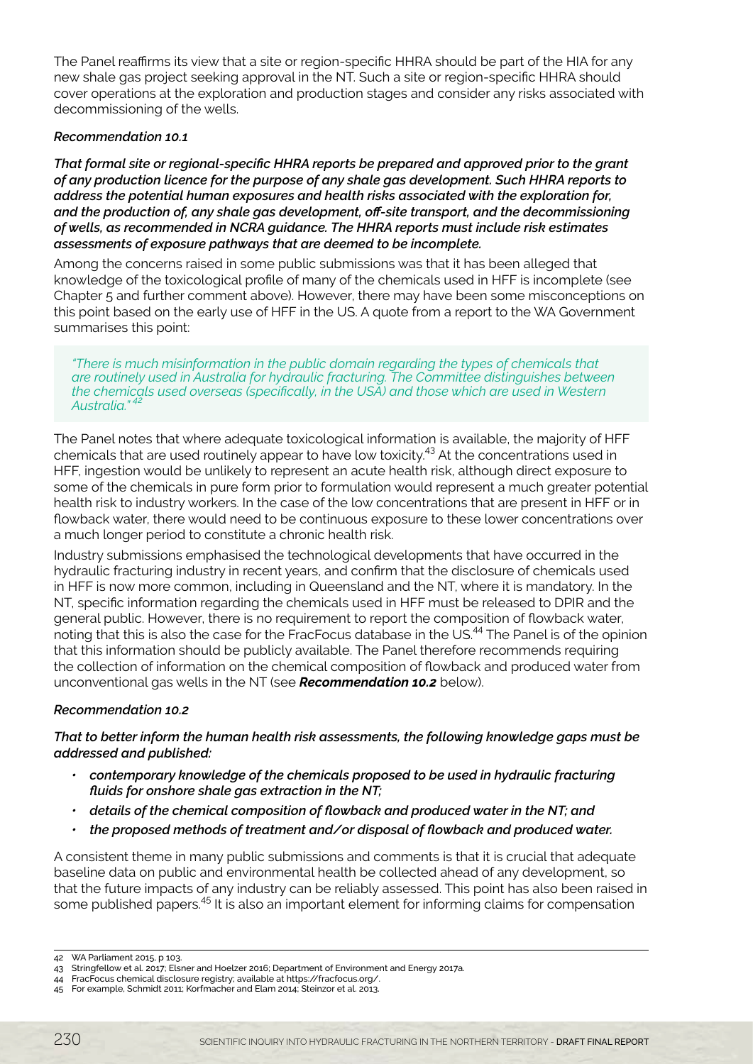The Panel reaffirms its view that a site or region-specific HHRA should be part of the HIA for any new shale gas project seeking approval in the NT. Such a site or region-specific HHRA should cover operations at the exploration and production stages and consider any risks associated with decommissioning of the wells.

***Recommendation 10.1***

***That formal site or regional-specific HHRA reports be prepared and approved prior to the grant of any production licence for the purpose of any shale gas development. Such HHRA reports to address the potential human exposures and health risks associated with the exploration for, and the production of, any shale gas development, off-site transport, and the decommissioning of wells, as recommended in NCRA guidance. The HHRA reports must include risk estimates assessments of exposure pathways that are deemed to be incomplete.***

Among the concerns raised in some public submissions was that it has been alleged that knowledge of the toxicological profile of many of the chemicals used in HFF is incomplete (see Chapter 5 and further comment above). However, there may have been some misconceptions on this point based on the early use of HFF in the US. A quote from a report to the WA Government summarises this point:

> *"There is much misinformation in the public domain regarding the types of chemicals that are routinely used in Australia for hydraulic fracturing. The Committee distinguishes between the chemicals used overseas (specifically, in the USA) and those which are used in Western Australia."*[42]

The Panel notes that where adequate toxicological information is available, the majority of HFF chemicals that are used routinely appear to have low toxicity.[43] At the concentrations used in HFF, ingestion would be unlikely to represent an acute health risk, although direct exposure to some of the chemicals in pure form prior to formulation would represent a much greater potential health risk to industry workers. In the case of the low concentrations that are present in HFF or in flowback water, there would need to be continuous exposure to these lower concentrations over a much longer period to constitute a chronic health risk.

Industry submissions emphasised the technological developments that have occurred in the hydraulic fracturing industry in recent years, and confirm that the disclosure of chemicals used in HFF is now more common, including in Queensland and the NT, where it is mandatory. In the NT, specific information regarding the chemicals used in HFF must be released to DPIR and the general public. However, there is no requirement to report the composition of flowback water, noting that this is also the case for the FracFocus database in the US.[44] The Panel is of the opinion that this information should be publicly available. The Panel therefore recommends requiring the collection of information on the chemical composition of flowback and produced water from unconventional gas wells in the NT (see ***Recommendation 10.2*** below).

***Recommendation 10.2***

***That to better inform the human health risk assessments, the following knowledge gaps must be addressed and published:***

- ***contemporary knowledge of the chemicals proposed to be used in hydraulic fracturing fluids for onshore shale gas extraction in the NT;***
- ***details of the chemical composition of flowback and produced water in the NT; and***
- ***the proposed methods of treatment and/or disposal of flowback and produced water.***

A consistent theme in many public submissions and comments is that it is crucial that adequate baseline data on public and environmental health be collected ahead of any development, so that the future impacts of any industry can be reliably assessed. This point has also been raised in some published papers.[45] It is also an important element for informing claims for compensation

---

42 WA Parliament 2015, p 103.

43 Stringfellow et al. 2017; Elsner and Hoelzer 2016; Department of Environment and Energy 2017a.

44 FracFocus chemical disclosure registry; available at https://fracfocus.org/.

45 For example, Schmidt 2011; Korfmacher and Elam 2014; Steinzor et al. 2013.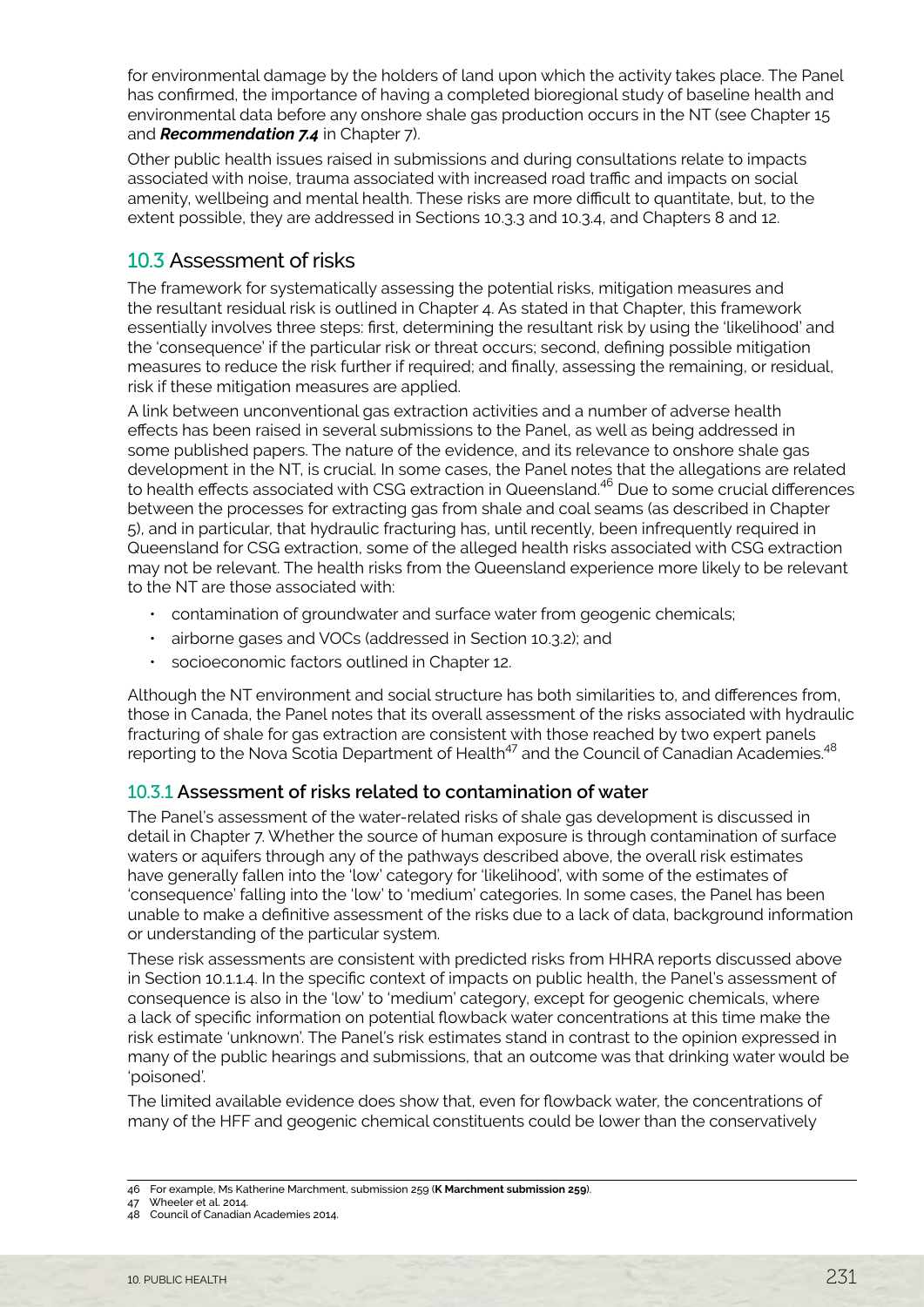for environmental damage by the holders of land upon which the activity takes place. The Panel has confirmed, the importance of having a completed bioregional study of baseline health and environmental data before any onshore shale gas production occurs in the NT (see Chapter 15 and ***Recommendation 7.4*** in Chapter 7).

Other public health issues raised in submissions and during consultations relate to impacts associated with noise, trauma associated with increased road traffic and impacts on social amenity, wellbeing and mental health. These risks are more difficult to quantitate, but, to the extent possible, they are addressed in Sections 10.3.3 and 10.3.4, and Chapters 8 and 12.

## 10.3 Assessment of risks

The framework for systematically assessing the potential risks, mitigation measures and the resultant residual risk is outlined in Chapter 4. As stated in that Chapter, this framework essentially involves three steps: first, determining the resultant risk by using the 'likelihood' and the 'consequence' if the particular risk or threat occurs; second, defining possible mitigation measures to reduce the risk further if required; and finally, assessing the remaining, or residual, risk if these mitigation measures are applied.

A link between unconventional gas extraction activities and a number of adverse health effects has been raised in several submissions to the Panel, as well as being addressed in some published papers. The nature of the evidence, and its relevance to onshore shale gas development in the NT, is crucial. In some cases, the Panel notes that the allegations are related to health effects associated with CSG extraction in Queensland.[46] Due to some crucial differences between the processes for extracting gas from shale and coal seams (as described in Chapter 5), and in particular, that hydraulic fracturing has, until recently, been infrequently required in Queensland for CSG extraction, some of the alleged health risks associated with CSG extraction may not be relevant. The health risks from the Queensland experience more likely to be relevant to the NT are those associated with:

- contamination of groundwater and surface water from geogenic chemicals;
- airborne gases and VOCs (addressed in Section 10.3.2); and
- socioeconomic factors outlined in Chapter 12.

Although the NT environment and social structure has both similarities to, and differences from, those in Canada, the Panel notes that its overall assessment of the risks associated with hydraulic fracturing of shale for gas extraction are consistent with those reached by two expert panels reporting to the Nova Scotia Department of Health[47] and the Council of Canadian Academies.[48]

### 10.3.1 Assessment of risks related to contamination of water

The Panel's assessment of the water-related risks of shale gas development is discussed in detail in Chapter 7. Whether the source of human exposure is through contamination of surface waters or aquifers through any of the pathways described above, the overall risk estimates have generally fallen into the 'low' category for 'likelihood', with some of the estimates of 'consequence' falling into the 'low' to 'medium' categories. In some cases, the Panel has been unable to make a definitive assessment of the risks due to a lack of data, background information or understanding of the particular system.

These risk assessments are consistent with predicted risks from HHRA reports discussed above in Section 10.1.1.4. In the specific context of impacts on public health, the Panel's assessment of consequence is also in the 'low' to 'medium' category, except for geogenic chemicals, where a lack of specific information on potential flowback water concentrations at this time make the risk estimate 'unknown'. The Panel's risk estimates stand in contrast to the opinion expressed in many of the public hearings and submissions, that an outcome was that drinking water would be 'poisoned'.

The limited available evidence does show that, even for flowback water, the concentrations of many of the HFF and geogenic chemical constituents could be lower than the conservatively

---

46 For example, Ms Katherine Marchment, submission 259 (**K Marchment submission 259**).
47 Wheeler et al. 2014.
48 Council of Canadian Academies 2014.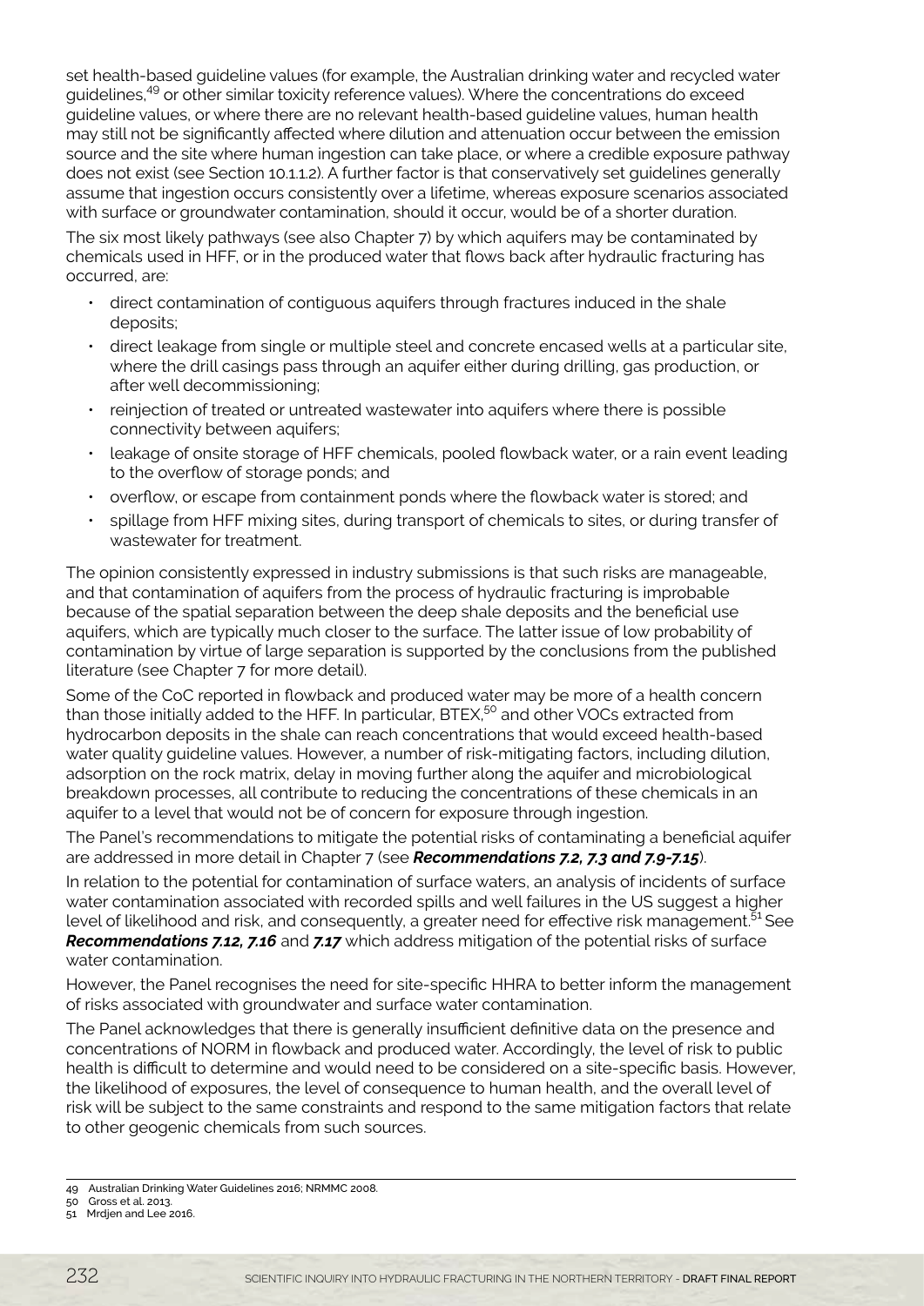set health-based guideline values (for example, the Australian drinking water and recycled water guidelines,[49] or other similar toxicity reference values). Where the concentrations do exceed guideline values, or where there are no relevant health-based guideline values, human health may still not be significantly affected where dilution and attenuation occur between the emission source and the site where human ingestion can take place, or where a credible exposure pathway does not exist (see Section 10.1.1.2). A further factor is that conservatively set guidelines generally assume that ingestion occurs consistently over a lifetime, whereas exposure scenarios associated with surface or groundwater contamination, should it occur, would be of a shorter duration.

The six most likely pathways (see also Chapter 7) by which aquifers may be contaminated by chemicals used in HFF, or in the produced water that flows back after hydraulic fracturing has occurred, are:

- direct contamination of contiguous aquifers through fractures induced in the shale deposits;
- direct leakage from single or multiple steel and concrete encased wells at a particular site, where the drill casings pass through an aquifer either during drilling, gas production, or after well decommissioning;
- reinjection of treated or untreated wastewater into aquifers where there is possible connectivity between aquifers;
- leakage of onsite storage of HFF chemicals, pooled flowback water, or a rain event leading to the overflow of storage ponds; and
- overflow, or escape from containment ponds where the flowback water is stored; and
- spillage from HFF mixing sites, during transport of chemicals to sites, or during transfer of wastewater for treatment.

The opinion consistently expressed in industry submissions is that such risks are manageable, and that contamination of aquifers from the process of hydraulic fracturing is improbable because of the spatial separation between the deep shale deposits and the beneficial use aquifers, which are typically much closer to the surface. The latter issue of low probability of contamination by virtue of large separation is supported by the conclusions from the published literature (see Chapter 7 for more detail).

Some of the CoC reported in flowback and produced water may be more of a health concern than those initially added to the HFF. In particular, BTEX,[50] and other VOCs extracted from hydrocarbon deposits in the shale can reach concentrations that would exceed health-based water quality guideline values. However, a number of risk-mitigating factors, including dilution, adsorption on the rock matrix, delay in moving further along the aquifer and microbiological breakdown processes, all contribute to reducing the concentrations of these chemicals in an aquifer to a level that would not be of concern for exposure through ingestion.

The Panel's recommendations to mitigate the potential risks of contaminating a beneficial aquifer are addressed in more detail in Chapter 7 (see ***Recommendations 7.2, 7.3 and 7.9-7.15***).

In relation to the potential for contamination of surface waters, an analysis of incidents of surface water contamination associated with recorded spills and well failures in the US suggest a higher level of likelihood and risk, and consequently, a greater need for effective risk management.[51] See ***Recommendations 7.12, 7.16*** and ***7.17*** which address mitigation of the potential risks of surface water contamination.

However, the Panel recognises the need for site-specific HHRA to better inform the management of risks associated with groundwater and surface water contamination.

The Panel acknowledges that there is generally insufficient definitive data on the presence and concentrations of NORM in flowback and produced water. Accordingly, the level of risk to public health is difficult to determine and would need to be considered on a site-specific basis. However, the likelihood of exposures, the level of consequence to human health, and the overall level of risk will be subject to the same constraints and respond to the same mitigation factors that relate to other geogenic chemicals from such sources.

---

49 Australian Drinking Water Guidelines 2016; NRMMC 2008.

50 Gross et al. 2013.

51 Mrdjen and Lee 2016.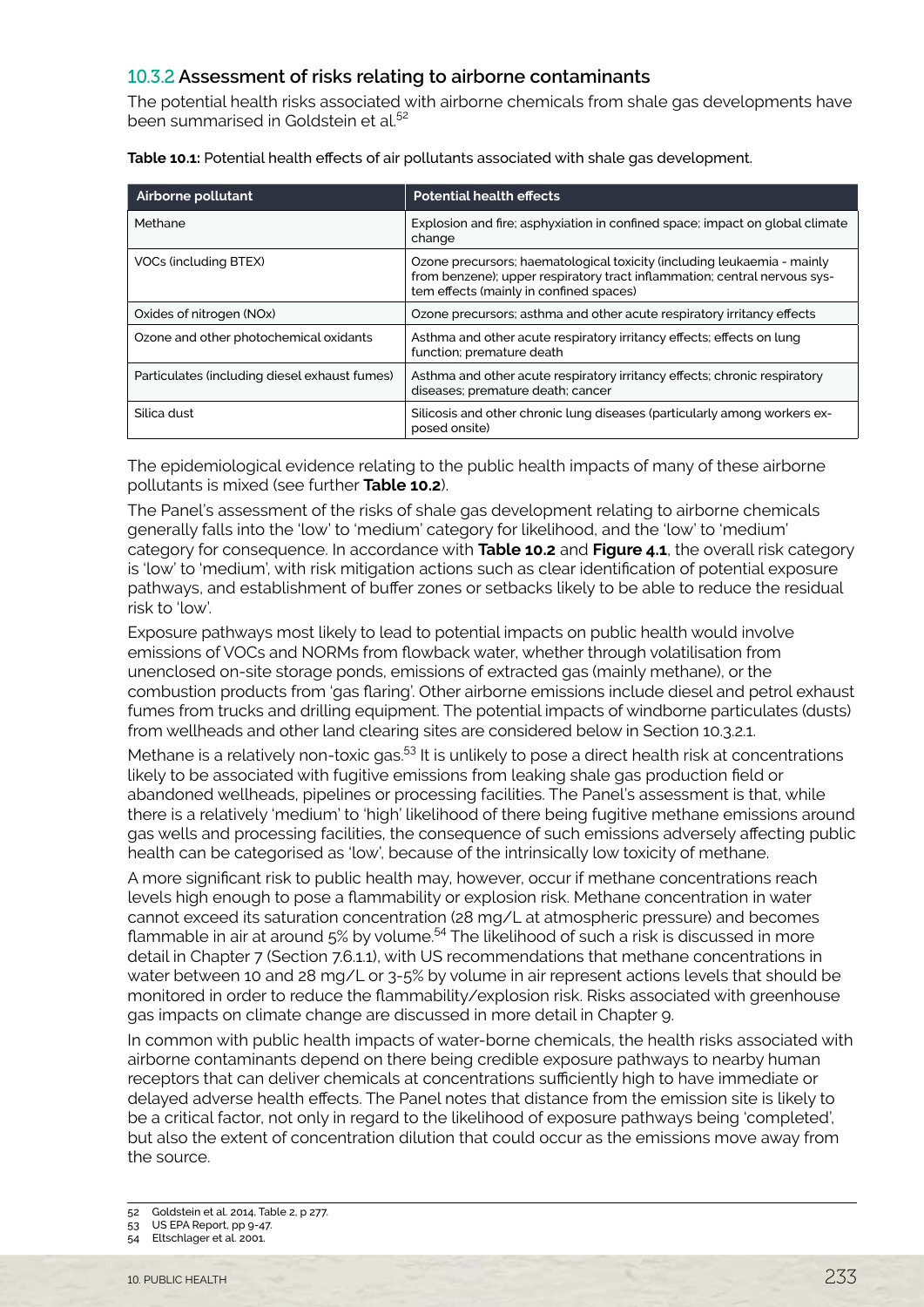### 10.3.2 Assessment of risks relating to airborne contaminants

The potential health risks associated with airborne chemicals from shale gas developments have been summarised in Goldstein et al.[52]

**Table 10.1:** Potential health effects of air pollutants associated with shale gas development.

| Airborne pollutant | Potential health effects |
| --- | --- |
| Methane | Explosion and fire; asphyxiation in confined space; impact on global climate change |
| VOCs (including BTEX) | Ozone precursors; haematological toxicity (including leukaemia - mainly from benzene); upper respiratory tract inflammation; central nervous system effects (mainly in confined spaces) |
| Oxides of nitrogen (NOx) | Ozone precursors; asthma and other acute respiratory irritancy effects |
| Ozone and other photochemical oxidants | Asthma and other acute respiratory irritancy effects; effects on lung function; premature death |
| Particulates (including diesel exhaust fumes) | Asthma and other acute respiratory irritancy effects; chronic respiratory diseases; premature death; cancer |
| Silica dust | Silicosis and other chronic lung diseases (particularly among workers exposed onsite) |

The epidemiological evidence relating to the public health impacts of many of these airborne pollutants is mixed (see further **Table 10.2**).

The Panel's assessment of the risks of shale gas development relating to airborne chemicals generally falls into the 'low' to 'medium' category for likelihood, and the 'low' to 'medium' category for consequence. In accordance with **Table 10.2** and **Figure 4.1**, the overall risk category is 'low' to 'medium', with risk mitigation actions such as clear identification of potential exposure pathways, and establishment of buffer zones or setbacks likely to be able to reduce the residual risk to 'low'.

Exposure pathways most likely to lead to potential impacts on public health would involve emissions of VOCs and NORMs from flowback water, whether through volatilisation from unenclosed on-site storage ponds, emissions of extracted gas (mainly methane), or the combustion products from 'gas flaring'. Other airborne emissions include diesel and petrol exhaust fumes from trucks and drilling equipment. The potential impacts of windborne particulates (dusts) from wellheads and other land clearing sites are considered below in Section 10.3.2.1.

Methane is a relatively non-toxic gas.[53] It is unlikely to pose a direct health risk at concentrations likely to be associated with fugitive emissions from leaking shale gas production field or abandoned wellheads, pipelines or processing facilities. The Panel's assessment is that, while there is a relatively 'medium' to 'high' likelihood of there being fugitive methane emissions around gas wells and processing facilities, the consequence of such emissions adversely affecting public health can be categorised as 'low', because of the intrinsically low toxicity of methane.

A more significant risk to public health may, however, occur if methane concentrations reach levels high enough to pose a flammability or explosion risk. Methane concentration in water cannot exceed its saturation concentration (28 mg/L at atmospheric pressure) and becomes flammable in air at around 5% by volume.[54] The likelihood of such a risk is discussed in more detail in Chapter 7 (Section 7.6.1.1), with US recommendations that methane concentrations in water between 10 and 28 mg/L or 3-5% by volume in air represent actions levels that should be monitored in order to reduce the flammability/explosion risk. Risks associated with greenhouse gas impacts on climate change are discussed in more detail in Chapter 9.

In common with public health impacts of water-borne chemicals, the health risks associated with airborne contaminants depend on there being credible exposure pathways to nearby human receptors that can deliver chemicals at concentrations sufficiently high to have immediate or delayed adverse health effects. The Panel notes that distance from the emission site is likely to be a critical factor, not only in regard to the likelihood of exposure pathways being 'completed', but also the extent of concentration dilution that could occur as the emissions move away from the source.

---

52 Goldstein et al. 2014, Table 2, p 277.
53 US EPA Report, pp 9-47.
54 Eltschlager et al. 2001.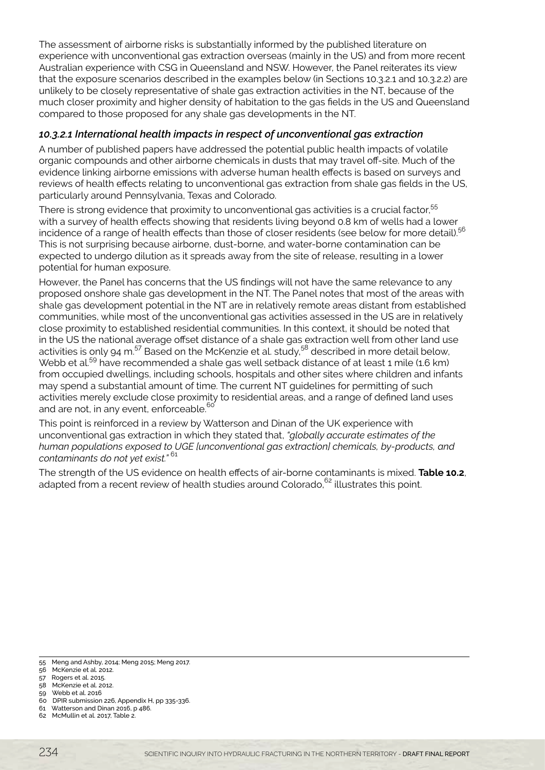The assessment of airborne risks is substantially informed by the published literature on experience with unconventional gas extraction overseas (mainly in the US) and from more recent Australian experience with CSG in Queensland and NSW. However, the Panel reiterates its view that the exposure scenarios described in the examples below (in Sections 10.3.2.1 and 10.3.2.2) are unlikely to be closely representative of shale gas extraction activities in the NT, because of the much closer proximity and higher density of habitation to the gas fields in the US and Queensland compared to those proposed for any shale gas developments in the NT.

#### *10.3.2.1 International health impacts in respect of unconventional gas extraction*

A number of published papers have addressed the potential public health impacts of volatile organic compounds and other airborne chemicals in dusts that may travel off-site. Much of the evidence linking airborne emissions with adverse human health effects is based on surveys and reviews of health effects relating to unconventional gas extraction from shale gas fields in the US, particularly around Pennsylvania, Texas and Colorado.

There is strong evidence that proximity to unconventional gas activities is a crucial factor,[55] with a survey of health effects showing that residents living beyond 0.8 km of wells had a lower incidence of a range of health effects than those of closer residents (see below for more detail).[56] This is not surprising because airborne, dust-borne, and water-borne contamination can be expected to undergo dilution as it spreads away from the site of release, resulting in a lower potential for human exposure.

However, the Panel has concerns that the US findings will not have the same relevance to any proposed onshore shale gas development in the NT. The Panel notes that most of the areas with shale gas development potential in the NT are in relatively remote areas distant from established communities, while most of the unconventional gas activities assessed in the US are in relatively close proximity to established residential communities. In this context, it should be noted that in the US the national average offset distance of a shale gas extraction well from other land use activities is only 94 m.[57] Based on the McKenzie et al. study,[58] described in more detail below, Webb et al.[59] have recommended a shale gas well setback distance of at least 1 mile (1.6 km) from occupied dwellings, including schools, hospitals and other sites where children and infants may spend a substantial amount of time. The current NT guidelines for permitting of such activities merely exclude close proximity to residential areas, and a range of defined land uses and are not, in any event, enforceable.[60]

This point is reinforced in a review by Watterson and Dinan of the UK experience with unconventional gas extraction in which they stated that, *"globally accurate estimates of the human populations exposed to UGE [unconventional gas extraction] chemicals, by-products, and contaminants do not yet exist."* [61]

The strength of the US evidence on health effects of air-borne contaminants is mixed. **Table 10.2**, adapted from a recent review of health studies around Colorado,[62] illustrates this point.

---

55 Meng and Ashby, 2014; Meng 2015; Meng 2017.
56 McKenzie et al. 2012.
57 Rogers et al. 2015.
58 McKenzie et al. 2012.
59 Webb et al. 2016
60 DPIR submission 226, Appendix H, pp 335-336.
61 Watterson and Dinan 2016, p 486.
62 McMullin et al. 2017, Table 2.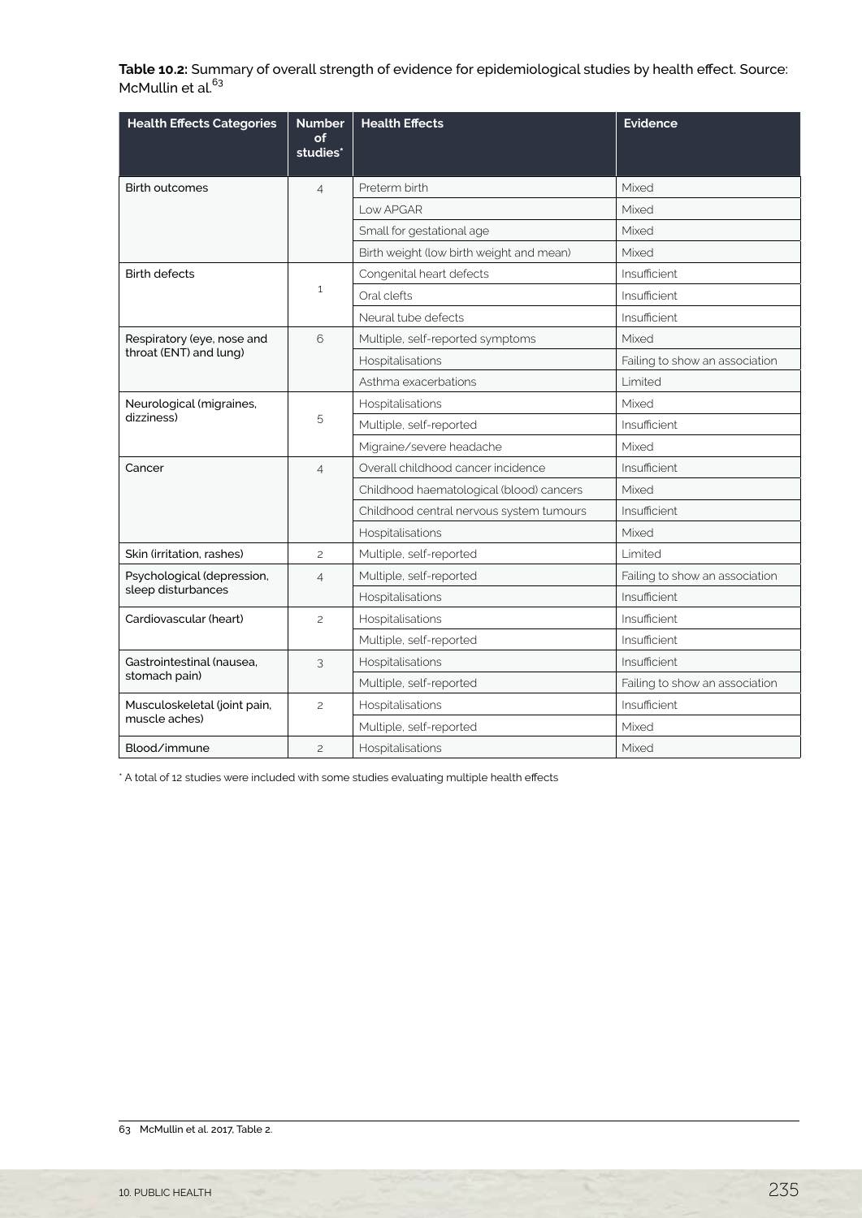**Table 10.2:** Summary of overall strength of evidence for epidemiological studies by health effect. Source: McMullin et al.[63]

| Health Effects Categories | Number of studies* | Health Effects | Evidence |
|---|---|---|---|
| Birth outcomes | 4 | Preterm birth | Mixed |
| | | Low APGAR | Mixed |
| | | Small for gestational age | Mixed |
| | | Birth weight (low birth weight and mean) | Mixed |
| Birth defects | 1 | Congenital heart defects | Insufficient |
| | | Oral clefts | Insufficient |
| | | Neural tube defects | Insufficient |
| Respiratory (eye, nose and throat (ENT) and lung) | 6 | Multiple, self-reported symptoms | Mixed |
| | | Hospitalisations | Failing to show an association |
| | | Asthma exacerbations | Limited |
| Neurological (migraines, dizziness) | 5 | Hospitalisations | Mixed |
| | | Multiple, self-reported | Insufficient |
| | | Migraine/severe headache | Mixed |
| Cancer | 4 | Overall childhood cancer incidence | Insufficient |
| | | Childhood haematological (blood) cancers | Mixed |
| | | Childhood central nervous system tumours | Insufficient |
| | | Hospitalisations | Mixed |
| Skin (irritation, rashes) | 2 | Multiple, self-reported | Limited |
| Psychological (depression, sleep disturbances | 4 | Multiple, self-reported | Failing to show an association |
| | | Hospitalisations | Insufficient |
| Cardiovascular (heart) | 2 | Hospitalisations | Insufficient |
| | | Multiple, self-reported | Insufficient |
| Gastrointestinal (nausea, stomach pain) | 3 | Hospitalisations | Insufficient |
| | | Multiple, self-reported | Failing to show an association |
| Musculoskeletal (joint pain, muscle aches) | 2 | Hospitalisations | Insufficient |
| | | Multiple, self-reported | Mixed |
| Blood/immune | 2 | Hospitalisations | Mixed |

* A total of 12 studies were included with some studies evaluating multiple health effects

63 McMullin et al. 2017, Table 2.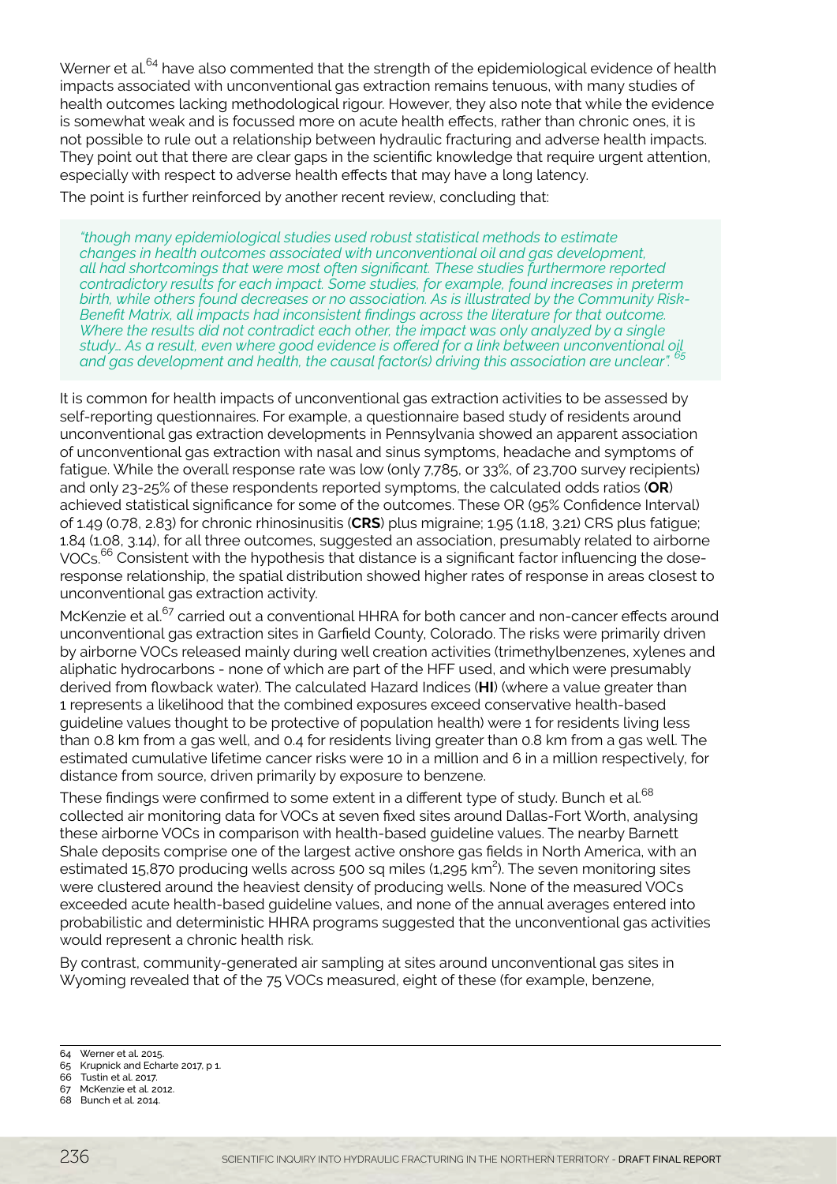Werner et al.[64] have also commented that the strength of the epidemiological evidence of health impacts associated with unconventional gas extraction remains tenuous, with many studies of health outcomes lacking methodological rigour. However, they also note that while the evidence is somewhat weak and is focussed more on acute health effects, rather than chronic ones, it is not possible to rule out a relationship between hydraulic fracturing and adverse health impacts. They point out that there are clear gaps in the scientific knowledge that require urgent attention, especially with respect to adverse health effects that may have a long latency.

The point is further reinforced by another recent review, concluding that:

> *"though many epidemiological studies used robust statistical methods to estimate changes in health outcomes associated with unconventional oil and gas development, all had shortcomings that were most often significant. These studies furthermore reported contradictory results for each impact. Some studies, for example, found increases in preterm birth, while others found decreases or no association. As is illustrated by the Community Risk-Benefit Matrix, all impacts had inconsistent findings across the literature for that outcome. Where the results did not contradict each other, the impact was only analyzed by a single study… As a result, even where good evidence is offered for a link between unconventional oil and gas development and health, the causal factor(s) driving this association are unclear".* [65]

It is common for health impacts of unconventional gas extraction activities to be assessed by self-reporting questionnaires. For example, a questionnaire based study of residents around unconventional gas extraction developments in Pennsylvania showed an apparent association of unconventional gas extraction with nasal and sinus symptoms, headache and symptoms of fatigue. While the overall response rate was low (only 7,785, or 33%, of 23,700 survey recipients) and only 23-25% of these respondents reported symptoms, the calculated odds ratios (**OR**) achieved statistical significance for some of the outcomes. These OR (95% Confidence Interval) of 1.49 (0.78, 2.83) for chronic rhinosinusitis (**CRS**) plus migraine; 1.95 (1.18, 3.21) CRS plus fatigue; 1.84 (1.08, 3.14), for all three outcomes, suggested an association, presumably related to airborne VOCs.[66] Consistent with the hypothesis that distance is a significant factor influencing the dose-response relationship, the spatial distribution showed higher rates of response in areas closest to unconventional gas extraction activity.

McKenzie et al.[67] carried out a conventional HHRA for both cancer and non-cancer effects around unconventional gas extraction sites in Garfield County, Colorado. The risks were primarily driven by airborne VOCs released mainly during well creation activities (trimethylbenzenes, xylenes and aliphatic hydrocarbons - none of which are part of the HFF used, and which were presumably derived from flowback water). The calculated Hazard Indices (**HI**) (where a value greater than 1 represents a likelihood that the combined exposures exceed conservative health-based guideline values thought to be protective of population health) were 1 for residents living less than 0.8 km from a gas well, and 0.4 for residents living greater than 0.8 km from a gas well. The estimated cumulative lifetime cancer risks were 10 in a million and 6 in a million respectively, for distance from source, driven primarily by exposure to benzene.

These findings were confirmed to some extent in a different type of study. Bunch et al.[68] collected air monitoring data for VOCs at seven fixed sites around Dallas-Fort Worth, analysing these airborne VOCs in comparison with health-based guideline values. The nearby Barnett Shale deposits comprise one of the largest active onshore gas fields in North America, with an estimated 15,870 producing wells across 500 sq miles (1,295 $km^2$). The seven monitoring sites were clustered around the heaviest density of producing wells. None of the measured VOCs exceeded acute health-based guideline values, and none of the annual averages entered into probabilistic and deterministic HHRA programs suggested that the unconventional gas activities would represent a chronic health risk.

By contrast, community-generated air sampling at sites around unconventional gas sites in Wyoming revealed that of the 75 VOCs measured, eight of these (for example, benzene,

---

64 Werner et al. 2015.

65 Krupnick and Echarte 2017, p 1.

66 Tustin et al. 2017.

67 McKenzie et al. 2012.

68 Bunch et al. 2014.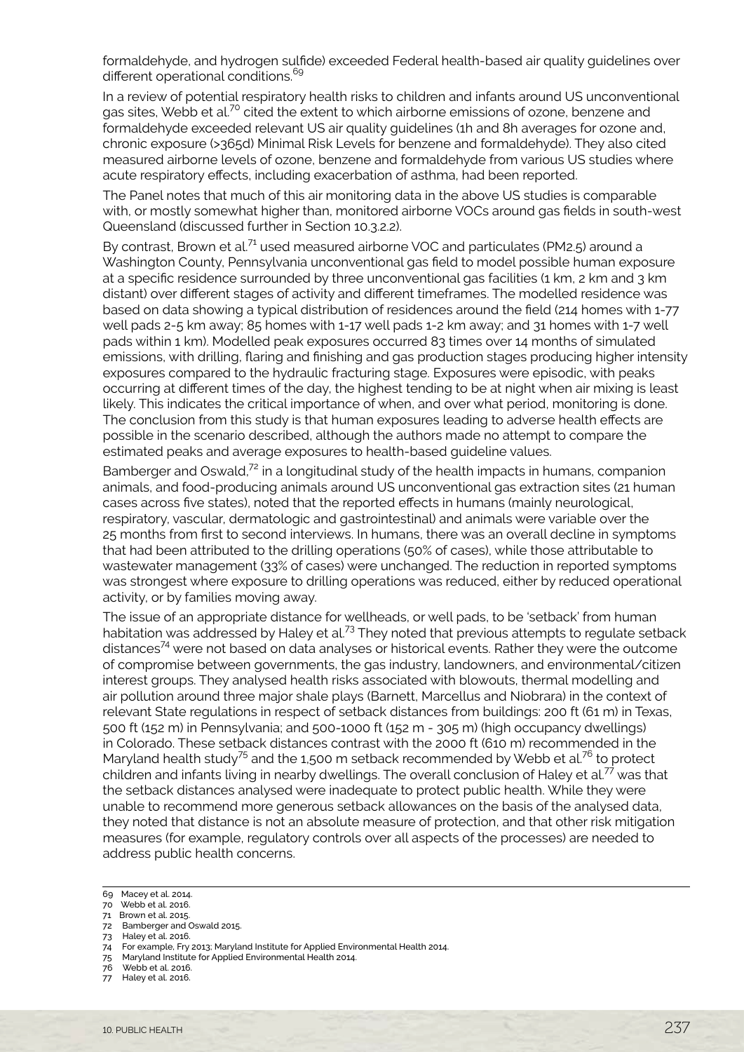formaldehyde, and hydrogen sulfide) exceeded Federal health-based air quality guidelines over different operational conditions.[69]

In a review of potential respiratory health risks to children and infants around US unconventional gas sites, Webb et al.[70] cited the extent to which airborne emissions of ozone, benzene and formaldehyde exceeded relevant US air quality guidelines (1h and 8h averages for ozone and, chronic exposure (>365d) Minimal Risk Levels for benzene and formaldehyde). They also cited measured airborne levels of ozone, benzene and formaldehyde from various US studies where acute respiratory effects, including exacerbation of asthma, had been reported.

The Panel notes that much of this air monitoring data in the above US studies is comparable with, or mostly somewhat higher than, monitored airborne VOCs around gas fields in south-west Queensland (discussed further in Section 10.3.2.2).

By contrast, Brown et al.[71] used measured airborne VOC and particulates (PM2.5) around a Washington County, Pennsylvania unconventional gas field to model possible human exposure at a specific residence surrounded by three unconventional gas facilities (1 km, 2 km and 3 km distant) over different stages of activity and different timeframes. The modelled residence was based on data showing a typical distribution of residences around the field (214 homes with 1-77 well pads 2-5 km away; 85 homes with 1-17 well pads 1-2 km away; and 31 homes with 1-7 well pads within 1 km). Modelled peak exposures occurred 83 times over 14 months of simulated emissions, with drilling, flaring and finishing and gas production stages producing higher intensity exposures compared to the hydraulic fracturing stage. Exposures were episodic, with peaks occurring at different times of the day, the highest tending to be at night when air mixing is least likely. This indicates the critical importance of when, and over what period, monitoring is done. The conclusion from this study is that human exposures leading to adverse health effects are possible in the scenario described, although the authors made no attempt to compare the estimated peaks and average exposures to health-based guideline values.

Bamberger and Oswald,[72] in a longitudinal study of the health impacts in humans, companion animals, and food-producing animals around US unconventional gas extraction sites (21 human cases across five states), noted that the reported effects in humans (mainly neurological, respiratory, vascular, dermatologic and gastrointestinal) and animals were variable over the 25 months from first to second interviews. In humans, there was an overall decline in symptoms that had been attributed to the drilling operations (50% of cases), while those attributable to wastewater management (33% of cases) were unchanged. The reduction in reported symptoms was strongest where exposure to drilling operations was reduced, either by reduced operational activity, or by families moving away.

The issue of an appropriate distance for wellheads, or well pads, to be 'setback' from human habitation was addressed by Haley et al.[73] They noted that previous attempts to regulate setback distances[74] were not based on data analyses or historical events. Rather they were the outcome of compromise between governments, the gas industry, landowners, and environmental/citizen interest groups. They analysed health risks associated with blowouts, thermal modelling and air pollution around three major shale plays (Barnett, Marcellus and Niobrara) in the context of relevant State regulations in respect of setback distances from buildings: 200 ft (61 m) in Texas, 500 ft (152 m) in Pennsylvania; and 500-1000 ft (152 m - 305 m) (high occupancy dwellings) in Colorado. These setback distances contrast with the 2000 ft (610 m) recommended in the Maryland health study[75] and the 1,500 m setback recommended by Webb et al.[76] to protect children and infants living in nearby dwellings. The overall conclusion of Haley et al.[77] was that the setback distances analysed were inadequate to protect public health. While they were unable to recommend more generous setback allowances on the basis of the analysed data, they noted that distance is not an absolute measure of protection, and that other risk mitigation measures (for example, regulatory controls over all aspects of the processes) are needed to address public health concerns.

---

69 Macey et al. 2014.
70 Webb et al. 2016.
71 Brown et al. 2015.
72 Bamberger and Oswald 2015.
73 Haley et al. 2016.
74 For example, Fry 2013; Maryland Institute for Applied Environmental Health 2014.
75 Maryland Institute for Applied Environmental Health 2014.
76 Webb et al. 2016.
77 Haley et al. 2016.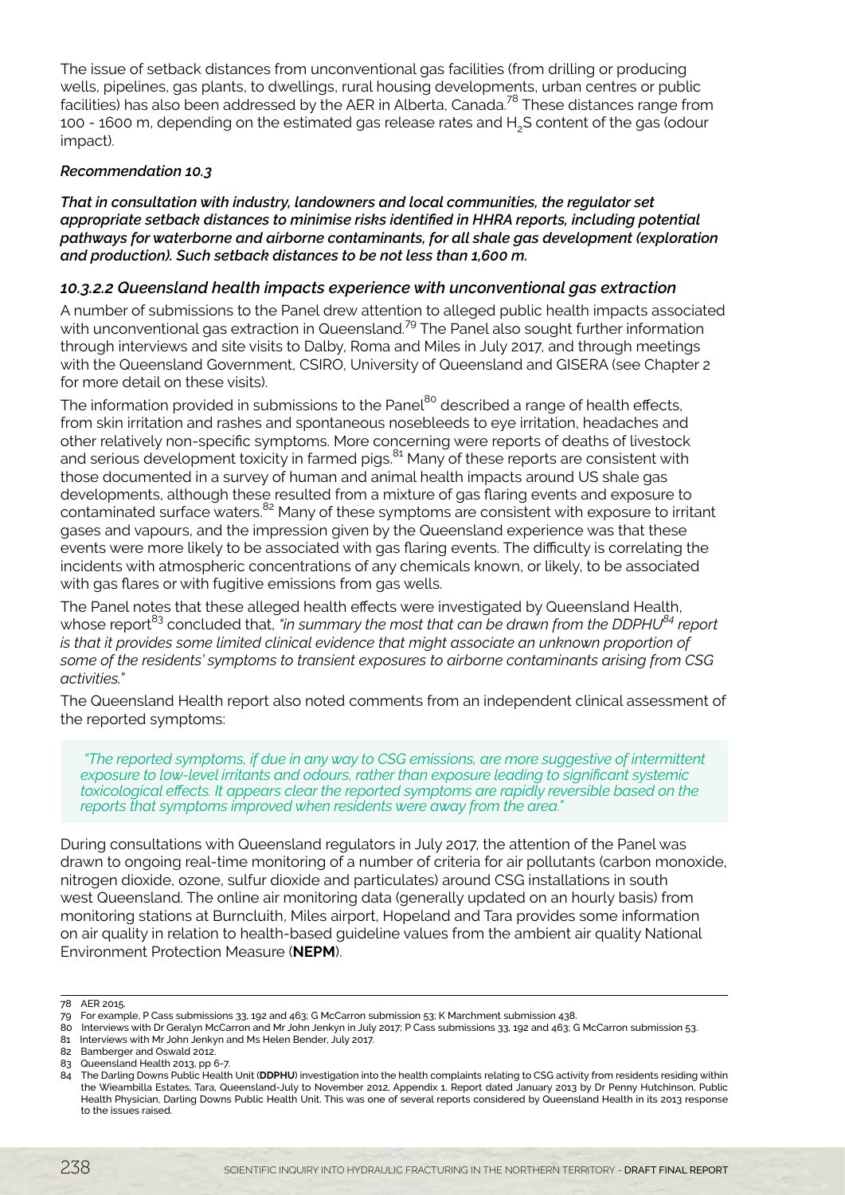The issue of setback distances from unconventional gas facilities (from drilling or producing wells, pipelines, gas plants, to dwellings, rural housing developments, urban centres or public facilities) has also been addressed by the AER in Alberta, Canada.[78] These distances range from 100 - 1600 m, depending on the estimated gas release rates and $H_2S$ content of the gas (odour impact).

***Recommendation 10.3***

***That in consultation with industry, landowners and local communities, the regulator set appropriate setback distances to minimise risks identified in HHRA reports, including potential pathways for waterborne and airborne contaminants, for all shale gas development (exploration and production). Such setback distances to be not less than 1,600 m.***

### *10.3.2.2 Queensland health impacts experience with unconventional gas extraction*

A number of submissions to the Panel drew attention to alleged public health impacts associated with unconventional gas extraction in Queensland.[79] The Panel also sought further information through interviews and site visits to Dalby, Roma and Miles in July 2017, and through meetings with the Queensland Government, CSIRO, University of Queensland and GISERA (see Chapter 2 for more detail on these visits).

The information provided in submissions to the Panel[80] described a range of health effects, from skin irritation and rashes and spontaneous nosebleeds to eye irritation, headaches and other relatively non-specific symptoms. More concerning were reports of deaths of livestock and serious development toxicity in farmed pigs.[81] Many of these reports are consistent with those documented in a survey of human and animal health impacts around US shale gas developments, although these resulted from a mixture of gas flaring events and exposure to contaminated surface waters.[82] Many of these symptoms are consistent with exposure to irritant gases and vapours, and the impression given by the Queensland experience was that these events were more likely to be associated with gas flaring events. The difficulty is correlating the incidents with atmospheric concentrations of any chemicals known, or likely, to be associated with gas flares or with fugitive emissions from gas wells.

The Panel notes that these alleged health effects were investigated by Queensland Health, whose report[83] concluded that, *"in summary the most that can be drawn from the DDPHU[84] report is that it provides some limited clinical evidence that might associate an unknown proportion of some of the residents' symptoms to transient exposures to airborne contaminants arising from CSG activities."*

The Queensland Health report also noted comments from an independent clinical assessment of the reported symptoms:

> *"The reported symptoms, if due in any way to CSG emissions, are more suggestive of intermittent exposure to low-level irritants and odours, rather than exposure leading to significant systemic toxicological effects. It appears clear the reported symptoms are rapidly reversible based on the reports that symptoms improved when residents were away from the area."*

During consultations with Queensland regulators in July 2017, the attention of the Panel was drawn to ongoing real-time monitoring of a number of criteria for air pollutants (carbon monoxide, nitrogen dioxide, ozone, sulfur dioxide and particulates) around CSG installations in south west Queensland. The online air monitoring data (generally updated on an hourly basis) from monitoring stations at Burncluith, Miles airport, Hopeland and Tara provides some information on air quality in relation to health-based guideline values from the ambient air quality National Environment Protection Measure (**NEPM**).

---

78 AER 2015.

79 For example, P Cass submissions 33, 192 and 463; G McCarron submission 53; K Marchment submission 438.

80 Interviews with Dr Geralyn McCarron and Mr John Jenkyn in July 2017; P Cass submissions 33, 192 and 463; G McCarron submission 53.

81 Interviews with Mr John Jenkyn and Ms Helen Bender, July 2017.

82 Bamberger and Oswald 2012.

83 Queensland Health 2013, pp 6-7.

84 The Darling Downs Public Health Unit (**DDPHU**) investigation into the health complaints relating to CSG activity from residents residing within the Wieambilla Estates, Tara, Queensland-July to November 2012, Appendix 1. Report dated January 2013 by Dr Penny Hutchinson, Public Health Physician, Darling Downs Public Health Unit. This was one of several reports considered by Queensland Health in its 2013 response to the issues raised.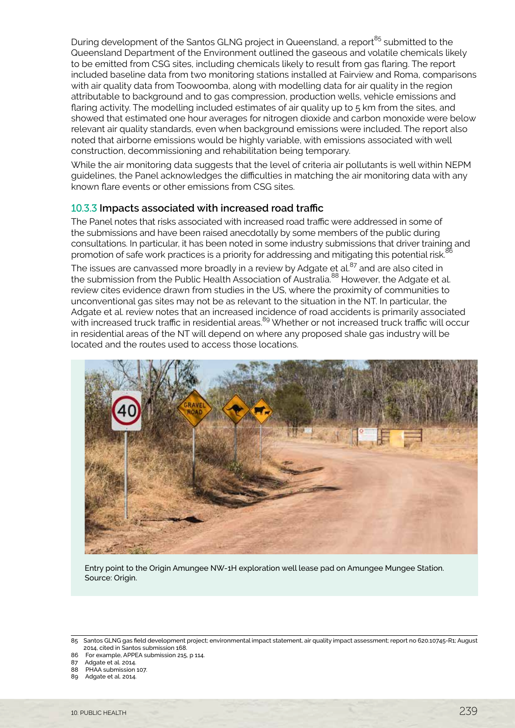During development of the Santos GLNG project in Queensland, a report[85] submitted to the Queensland Department of the Environment outlined the gaseous and volatile chemicals likely to be emitted from CSG sites, including chemicals likely to result from gas flaring. The report included baseline data from two monitoring stations installed at Fairview and Roma, comparisons with air quality data from Toowoomba, along with modelling data for air quality in the region attributable to background and to gas compression, production wells, vehicle emissions and flaring activity. The modelling included estimates of air quality up to 5 km from the sites, and showed that estimated one hour averages for nitrogen dioxide and carbon monoxide were below relevant air quality standards, even when background emissions were included. The report also noted that airborne emissions would be highly variable, with emissions associated with well construction, decommissioning and rehabilitation being temporary.

While the air monitoring data suggests that the level of criteria air pollutants is well within NEPM guidelines, the Panel acknowledges the difficulties in matching the air monitoring data with any known flare events or other emissions from CSG sites.

### 10.3.3 Impacts associated with increased road traffic

The Panel notes that risks associated with increased road traffic were addressed in some of the submissions and have been raised anecdotally by some members of the public during consultations. In particular, it has been noted in some industry submissions that driver training and promotion of safe work practices is a priority for addressing and mitigating this potential risk.[86]

The issues are canvassed more broadly in a review by Adgate et al.[87] and are also cited in the submission from the Public Health Association of Australia.[88] However, the Adgate et al. review cites evidence drawn from studies in the US, where the proximity of communities to unconventional gas sites may not be as relevant to the situation in the NT. In particular, the Adgate et al. review notes that an increased incidence of road accidents is primarily associated with increased truck traffic in residential areas.[89] Whether or not increased truck traffic will occur in residential areas of the NT will depend on where any proposed shale gas industry will be located and the routes used to access those locations.

Entry point to the Origin Amungee NW-1H exploration well lease pad on Amungee Mungee Station. Source: Origin.

---

85 Santos GLNG gas field development project; environmental impact statement, air quality impact assessment; report no 620.10745-R1; August 2014, cited in Santos submission 168.

86 For example, APPEA submission 215, p 114.

87 Adgate et al. 2014.

88 PHAA submission 107.

89 Adgate et al. 2014.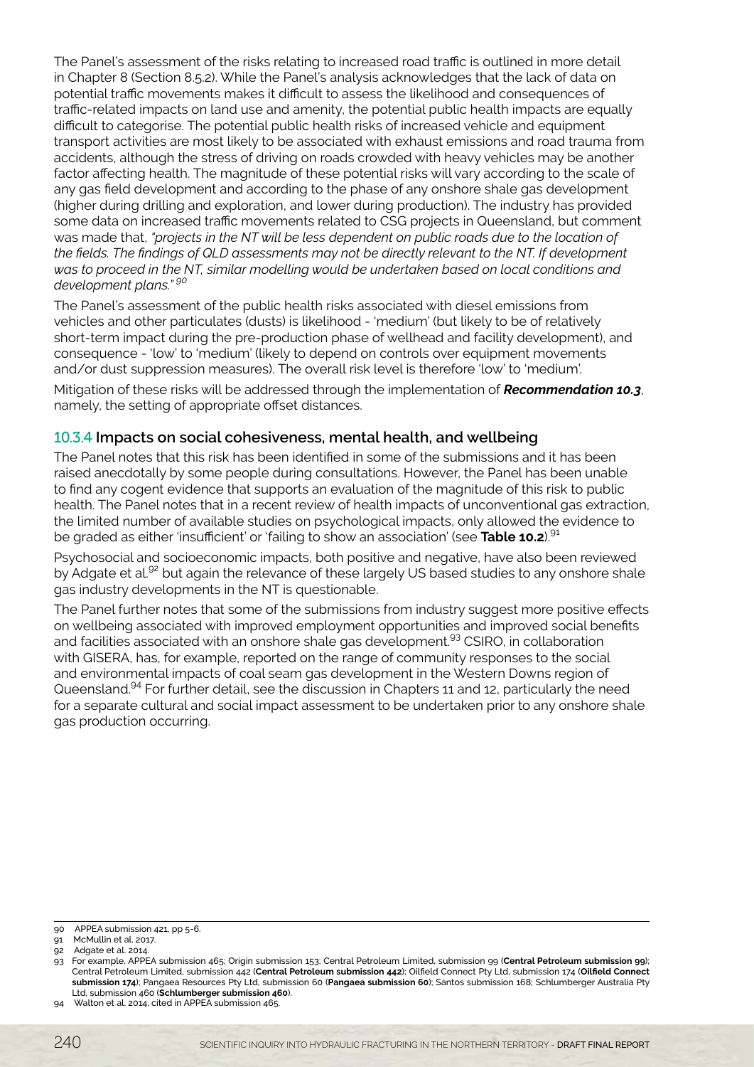The Panel's assessment of the risks relating to increased road traffic is outlined in more detail in Chapter 8 (Section 8.5.2). While the Panel's analysis acknowledges that the lack of data on potential traffic movements makes it difficult to assess the likelihood and consequences of traffic-related impacts on land use and amenity, the potential public health impacts are equally difficult to categorise. The potential public health risks of increased vehicle and equipment transport activities are most likely to be associated with exhaust emissions and road trauma from accidents, although the stress of driving on roads crowded with heavy vehicles may be another factor affecting health. The magnitude of these potential risks will vary according to the scale of any gas field development and according to the phase of any onshore shale gas development (higher during drilling and exploration, and lower during production). The industry has provided some data on increased traffic movements related to CSG projects in Queensland, but comment was made that, *"projects in the NT will be less dependent on public roads due to the location of the fields. The findings of QLD assessments may not be directly relevant to the NT. If development was to proceed in the NT, similar modelling would be undertaken based on local conditions and development plans."* [90]

The Panel's assessment of the public health risks associated with diesel emissions from vehicles and other particulates (dusts) is likelihood - 'medium' (but likely to be of relatively short-term impact during the pre-production phase of wellhead and facility development), and consequence - 'low' to 'medium' (likely to depend on controls over equipment movements and/or dust suppression measures). The overall risk level is therefore 'low' to 'medium'.

Mitigation of these risks will be addressed through the implementation of ***Recommendation 10.3***, namely, the setting of appropriate offset distances.

### 10.3.4 Impacts on social cohesiveness, mental health, and wellbeing

The Panel notes that this risk has been identified in some of the submissions and it has been raised anecdotally by some people during consultations. However, the Panel has been unable to find any cogent evidence that supports an evaluation of the magnitude of this risk to public health. The Panel notes that in a recent review of health impacts of unconventional gas extraction, the limited number of available studies on psychological impacts, only allowed the evidence to be graded as either 'insufficient' or 'failing to show an association' (see **Table 10.2**).[91]

Psychosocial and socioeconomic impacts, both positive and negative, have also been reviewed by Adgate et al.[92] but again the relevance of these largely US based studies to any onshore shale gas industry developments in the NT is questionable.

The Panel further notes that some of the submissions from industry suggest more positive effects on wellbeing associated with improved employment opportunities and improved social benefits and facilities associated with an onshore shale gas development.[93] CSIRO, in collaboration with GISERA, has, for example, reported on the range of community responses to the social and environmental impacts of coal seam gas development in the Western Downs region of Queensland.[94] For further detail, see the discussion in Chapters 11 and 12, particularly the need for a separate cultural and social impact assessment to be undertaken prior to any onshore shale gas production occurring.

---

90 APPEA submission 421, pp 5-6.

91 McMullin et al. 2017.

92 Adgate et al. 2014.

93 For example, APPEA submission 465; Origin submission 153; Central Petroleum Limited, submission 99 (**Central Petroleum submission 99**); Central Petroleum Limited, submission 442 (**Central Petroleum submission 442**); Oilfield Connect Pty Ltd, submission 174 (**Oilfield Connect submission 174**); Pangaea Resources Pty Ltd, submission 60 (**Pangaea submission 60**); Santos submission 168; Schlumberger Australia Pty Ltd, submission 460 (**Schlumberger submission 460**).

94 Walton et al. 2014, cited in APPEA submission 465.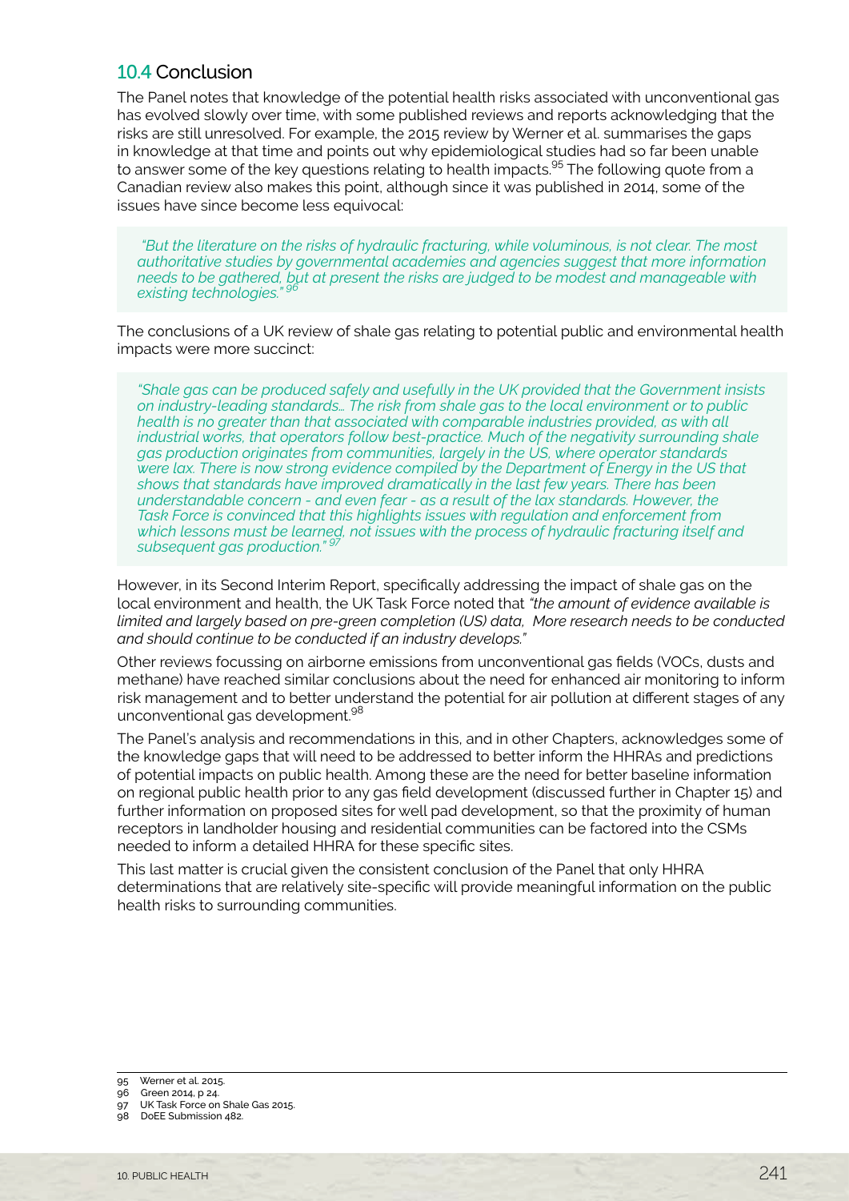## 10.4 Conclusion

The Panel notes that knowledge of the potential health risks associated with unconventional gas has evolved slowly over time, with some published reviews and reports acknowledging that the risks are still unresolved. For example, the 2015 review by Werner et al. summarises the gaps in knowledge at that time and points out why epidemiological studies had so far been unable to answer some of the key questions relating to health impacts.[95] The following quote from a Canadian review also makes this point, although since it was published in 2014, some of the issues have since become less equivocal:

> *"But the literature on the risks of hydraulic fracturing, while voluminous, is not clear. The most authoritative studies by governmental academies and agencies suggest that more information needs to be gathered, but at present the risks are judged to be modest and manageable with existing technologies."* [96]

The conclusions of a UK review of shale gas relating to potential public and environmental health impacts were more succinct:

> *"Shale gas can be produced safely and usefully in the UK provided that the Government insists on industry-leading standards… The risk from shale gas to the local environment or to public health is no greater than that associated with comparable industries provided, as with all industrial works, that operators follow best-practice. Much of the negativity surrounding shale gas production originates from communities, largely in the US, where operator standards were lax. There is now strong evidence compiled by the Department of Energy in the US that shows that standards have improved dramatically in the last few years. There has been understandable concern - and even fear - as a result of the lax standards. However, the Task Force is convinced that this highlights issues with regulation and enforcement from which lessons must be learned, not issues with the process of hydraulic fracturing itself and subsequent gas production."* [97]

However, in its Second Interim Report, specifically addressing the impact of shale gas on the local environment and health, the UK Task Force noted that *"the amount of evidence available is limited and largely based on pre-green completion (US) data, More research needs to be conducted and should continue to be conducted if an industry develops."*

Other reviews focussing on airborne emissions from unconventional gas fields (VOCs, dusts and methane) have reached similar conclusions about the need for enhanced air monitoring to inform risk management and to better understand the potential for air pollution at different stages of any unconventional gas development.[98]

The Panel's analysis and recommendations in this, and in other Chapters, acknowledges some of the knowledge gaps that will need to be addressed to better inform the HHRAs and predictions of potential impacts on public health. Among these are the need for better baseline information on regional public health prior to any gas field development (discussed further in Chapter 15) and further information on proposed sites for well pad development, so that the proximity of human receptors in landholder housing and residential communities can be factored into the CSMs needed to inform a detailed HHRA for these specific sites.

This last matter is crucial given the consistent conclusion of the Panel that only HHRA determinations that are relatively site-specific will provide meaningful information on the public health risks to surrounding communities.

---

95 Werner et al. 2015.
96 Green 2014, p 24.
97 UK Task Force on Shale Gas 2015.
98 DoEE Submission 482.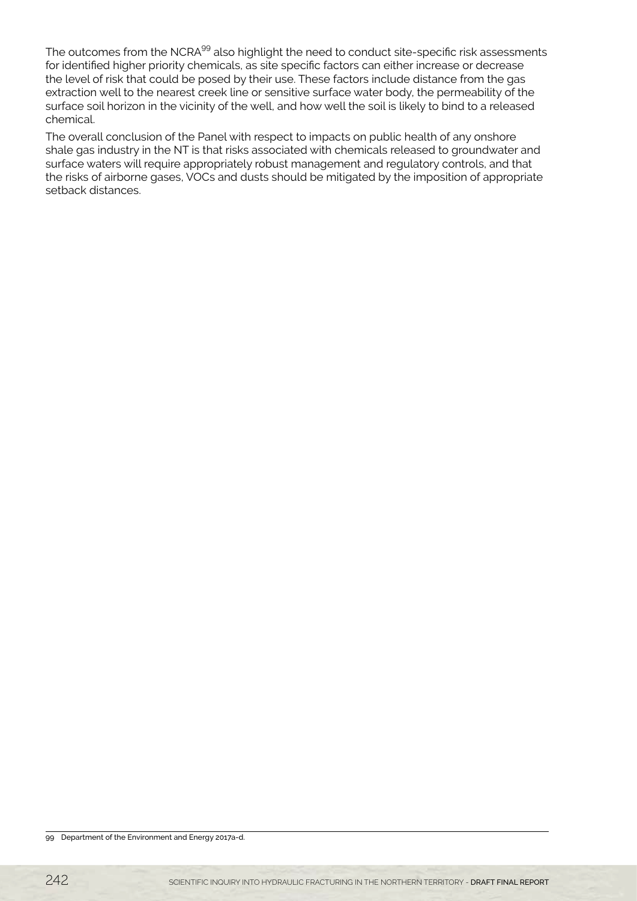The outcomes from the NCRA[99] also highlight the need to conduct site-specific risk assessments for identified higher priority chemicals, as site specific factors can either increase or decrease the level of risk that could be posed by their use. These factors include distance from the gas extraction well to the nearest creek line or sensitive surface water body, the permeability of the surface soil horizon in the vicinity of the well, and how well the soil is likely to bind to a released chemical.

The overall conclusion of the Panel with respect to impacts on public health of any onshore shale gas industry in the NT is that risks associated with chemicals released to groundwater and surface waters will require appropriately robust management and regulatory controls, and that the risks of airborne gases, VOCs and dusts should be mitigated by the imposition of appropriate setback distances.

---

99 Department of the Environment and Energy 2017a-d.